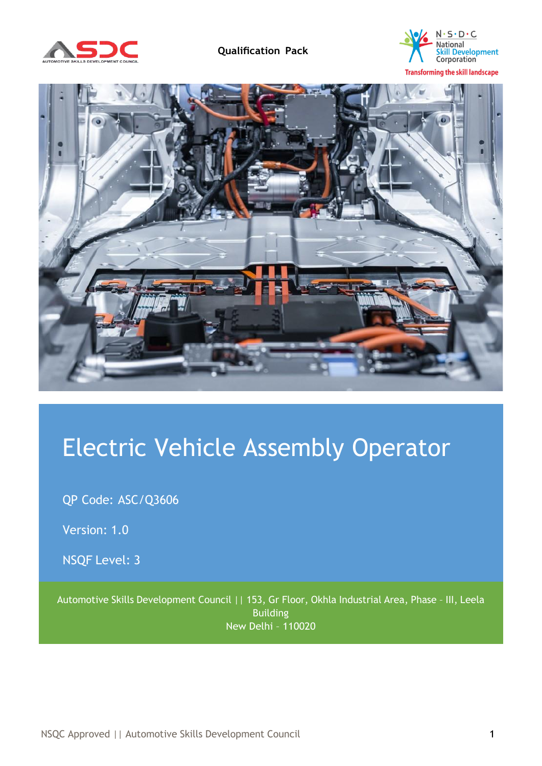Qualification Pack

# Electric Vehicle Assembly Operator

QP Code: ASC/Q3606

Version: 1.0

NSQF Level: 3

Automotive Skills Development Council || 153, Gr Floor, Okhla Industrial Area, Phase - III, Leela Building
New Delhi - 110020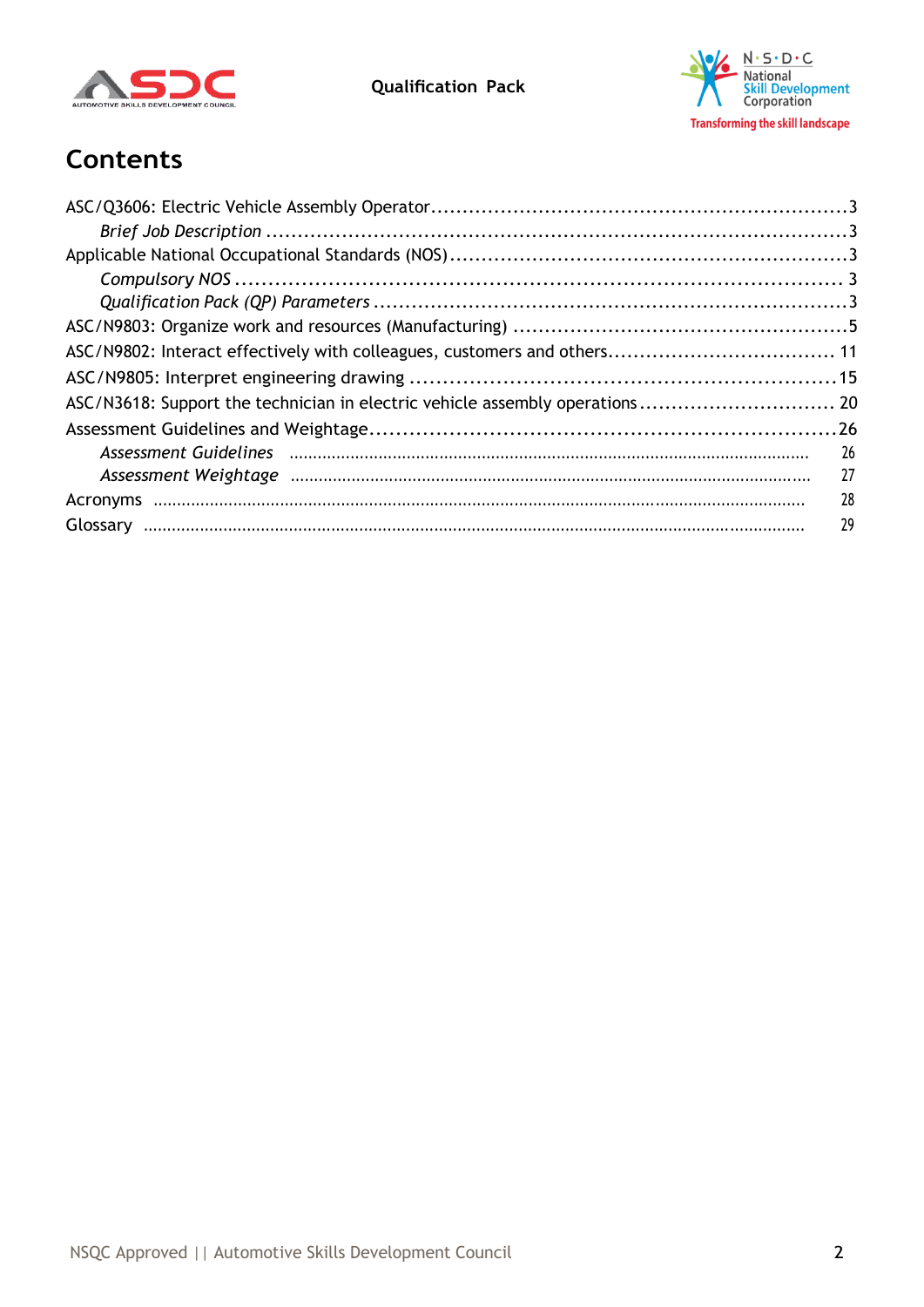# Contents

ASC/Q3606: Electric Vehicle Assembly Operator ........................................................... 3

*Brief Job Description* ........................................................... 3

Applicable National Occupational Standards (NOS) ........................................................... 3

*Compulsory NOS* ........................................................... 3

*Qualification Pack (QP) Parameters* ........................................................... 3

ASC/N9803: Organize work and resources (Manufacturing) ........................................................... 5

ASC/N9802: Interact effectively with colleagues, customers and others ........................................................... 11

ASC/N9805: Interpret engineering drawing ........................................................... 15

ASC/N3618: Support the technician in electric vehicle assembly operations ........................................................... 20

Assessment Guidelines and Weightage ........................................................... 26

*Assessment Guidelines* ........................................................... 26

*Assessment Weightage* ........................................................... 27

Acronyms ........................................................... 28

Glossary ........................................................... 29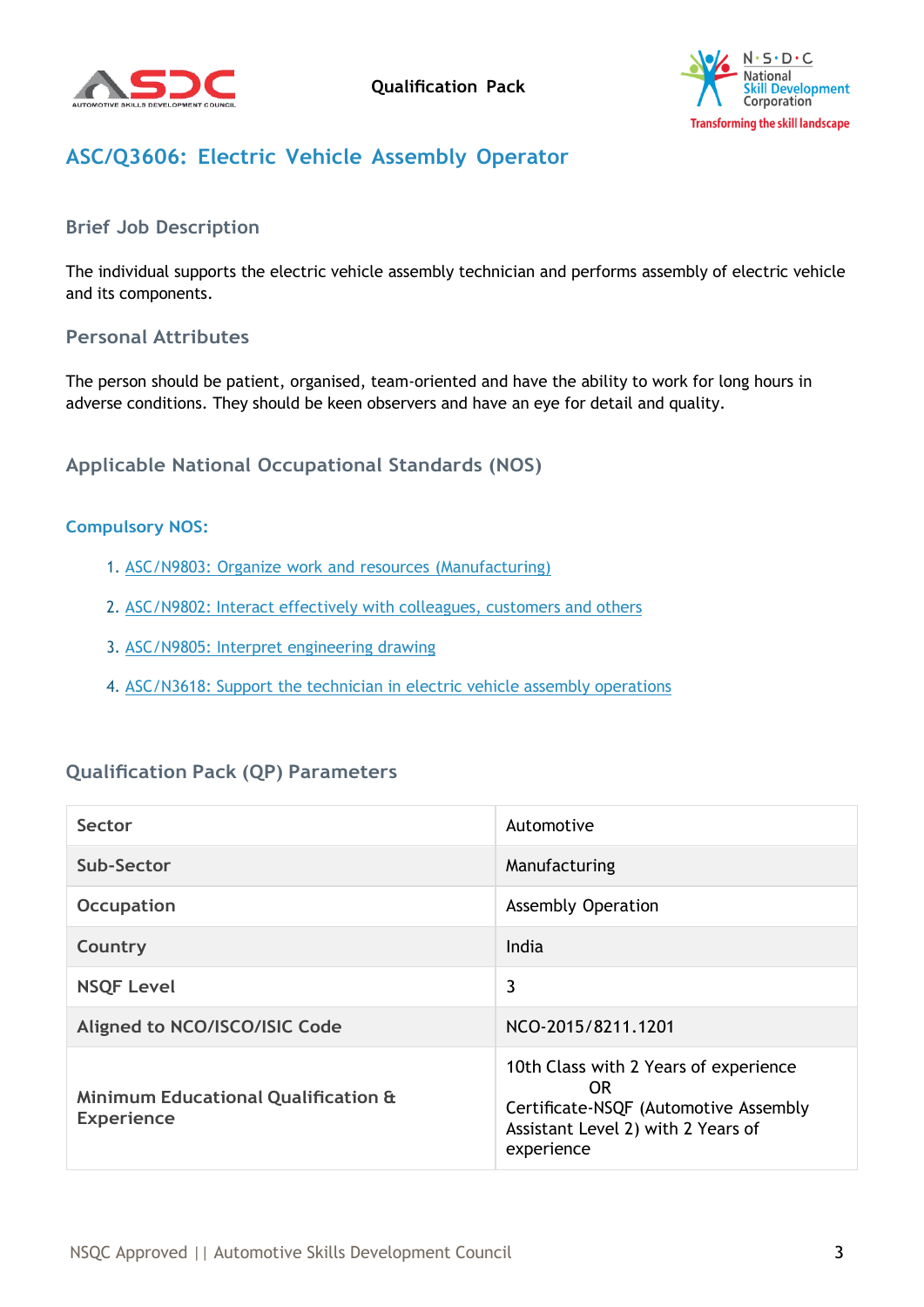# ASC/Q3606: Electric Vehicle Assembly Operator

## Brief Job Description

The individual supports the electric vehicle assembly technician and performs assembly of electric vehicle and its components.

## Personal Attributes

The person should be patient, organised, team-oriented and have the ability to work for long hours in adverse conditions. They should be keen observers and have an eye for detail and quality.

## Applicable National Occupational Standards (NOS)

### Compulsory NOS:

1. ASC/N9803: Organize work and resources (Manufacturing)
2. ASC/N9802: Interact effectively with colleagues, customers and others
3. ASC/N9805: Interpret engineering drawing
4. ASC/N3618: Support the technician in electric vehicle assembly operations

## Qualification Pack (QP) Parameters

| | |
|---|---|
| Sector | Automotive |
| Sub-Sector | Manufacturing |
| Occupation | Assembly Operation |
| Country | India |
| NSQF Level | 3 |
| Aligned to NCO/ISCO/ISIC Code | NCO-2015/8211.1201 |
| Minimum Educational Qualification & Experience | 10th Class with 2 Years of experience OR Certificate-NSQF (Automotive Assembly Assistant Level 2) with 2 Years of experience |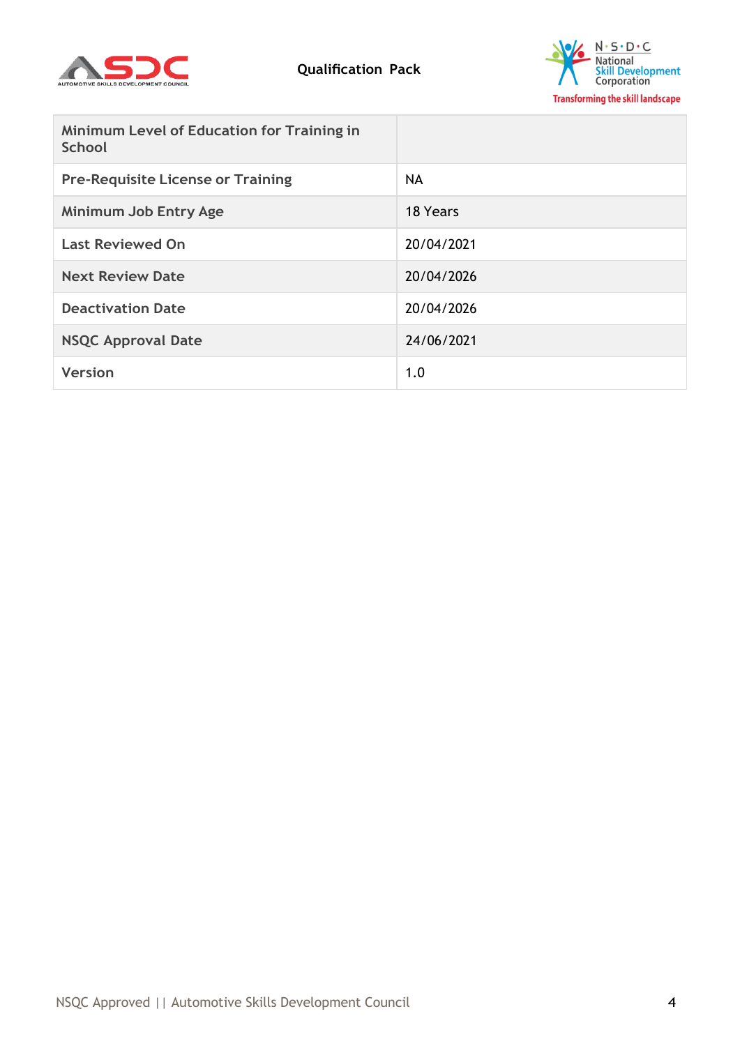| | |
|---|---|
| **Minimum Level of Education for Training in School** | |
| **Pre-Requisite License or Training** | NA |
| **Minimum Job Entry Age** | 18 Years |
| **Last Reviewed On** | 20/04/2021 |
| **Next Review Date** | 20/04/2026 |
| **Deactivation Date** | 20/04/2026 |
| **NSQC Approval Date** | 24/06/2021 |
| **Version** | 1.0 |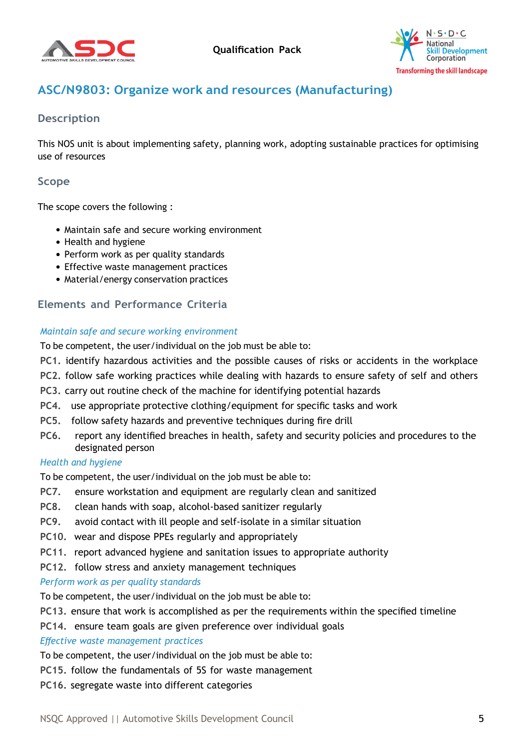## ASC/N9803: Organize work and resources (Manufacturing)

### Description

This NOS unit is about implementing safety, planning work, adopting sustainable practices for optimising use of resources

### Scope

The scope covers the following :

- Maintain safe and secure working environment
- Health and hygiene
- Perform work as per quality standards
- Effective waste management practices
- Material/energy conservation practices

### Elements and Performance Criteria

*Maintain safe and secure working environment*

To be competent, the user/individual on the job must be able to:

**PC1.** identify hazardous activities and the possible causes of risks or accidents in the workplace

**PC2.** follow safe working practices while dealing with hazards to ensure safety of self and others

**PC3.** carry out routine check of the machine for identifying potential hazards

**PC4.** use appropriate protective clothing/equipment for specific tasks and work

**PC5.** follow safety hazards and preventive techniques during fire drill

**PC6.** report any identified breaches in health, safety and security policies and procedures to the designated person

*Health and hygiene*

To be competent, the user/individual on the job must be able to:

**PC7.** ensure workstation and equipment are regularly clean and sanitized

**PC8.** clean hands with soap, alcohol-based sanitizer regularly

**PC9.** avoid contact with ill people and self-isolate in a similar situation

**PC10.** wear and dispose PPEs regularly and appropriately

**PC11.** report advanced hygiene and sanitation issues to appropriate authority

**PC12.** follow stress and anxiety management techniques

*Perform work as per quality standards*

To be competent, the user/individual on the job must be able to:

**PC13.** ensure that work is accomplished as per the requirements within the specified timeline

**PC14.** ensure team goals are given preference over individual goals

*Effective waste management practices*

To be competent, the user/individual on the job must be able to:

**PC15.** follow the fundamentals of 5S for waste management

**PC16.** segregate waste into different categories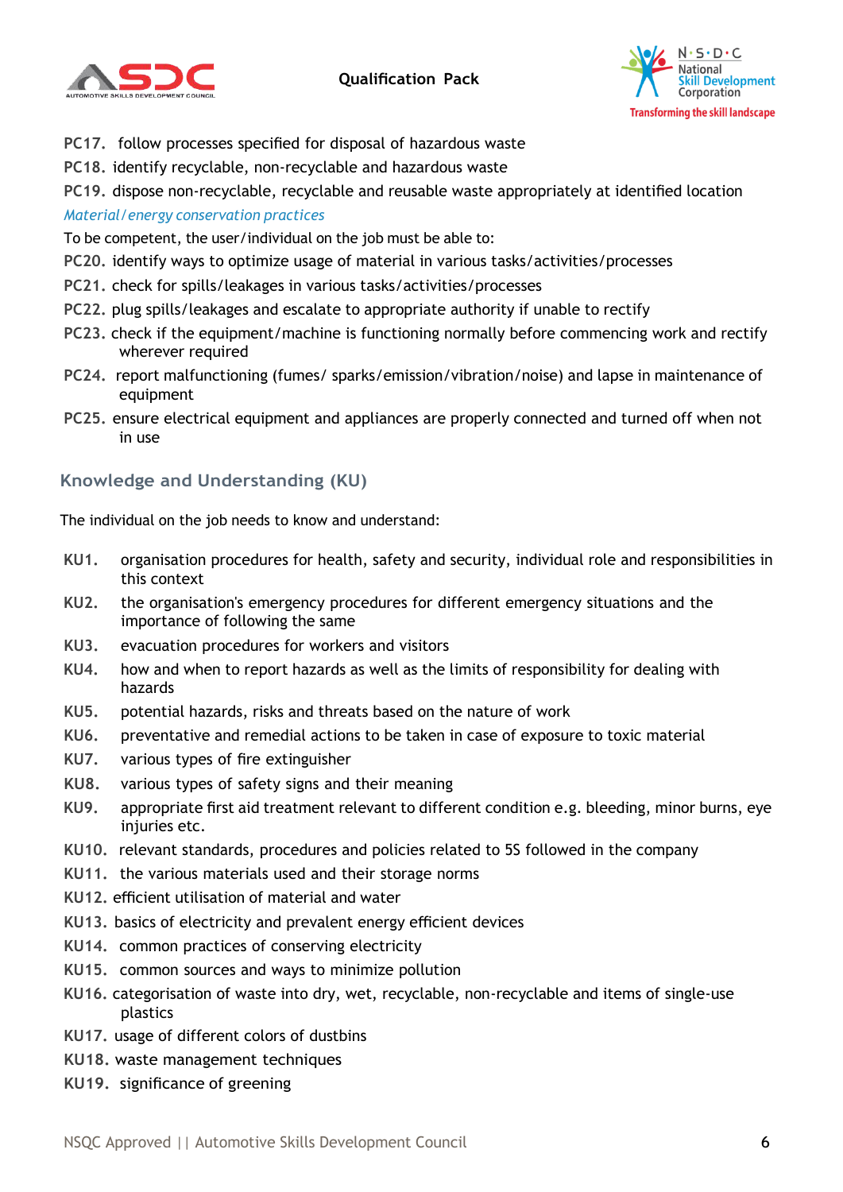PC17. follow processes specified for disposal of hazardous waste

PC18. identify recyclable, non-recyclable and hazardous waste

PC19. dispose non-recyclable, recyclable and reusable waste appropriately at identified location

*Material/energy conservation practices*

To be competent, the user/individual on the job must be able to:

PC20. identify ways to optimize usage of material in various tasks/activities/processes

PC21. check for spills/leakages in various tasks/activities/processes

PC22. plug spills/leakages and escalate to appropriate authority if unable to rectify

PC23. check if the equipment/machine is functioning normally before commencing work and rectify wherever required

PC24. report malfunctioning (fumes/ sparks/emission/vibration/noise) and lapse in maintenance of equipment

PC25. ensure electrical equipment and appliances are properly connected and turned off when not in use

## Knowledge and Understanding (KU)

The individual on the job needs to know and understand:

KU1. organisation procedures for health, safety and security, individual role and responsibilities in this context

KU2. the organisation's emergency procedures for different emergency situations and the importance of following the same

KU3. evacuation procedures for workers and visitors

KU4. how and when to report hazards as well as the limits of responsibility for dealing with hazards

KU5. potential hazards, risks and threats based on the nature of work

KU6. preventative and remedial actions to be taken in case of exposure to toxic material

KU7. various types of fire extinguisher

KU8. various types of safety signs and their meaning

KU9. appropriate first aid treatment relevant to different condition e.g. bleeding, minor burns, eye injuries etc.

KU10. relevant standards, procedures and policies related to 5S followed in the company

KU11. the various materials used and their storage norms

KU12. efficient utilisation of material and water

KU13. basics of electricity and prevalent energy efficient devices

KU14. common practices of conserving electricity

KU15. common sources and ways to minimize pollution

KU16. categorisation of waste into dry, wet, recyclable, non-recyclable and items of single-use plastics

KU17. usage of different colors of dustbins

KU18. waste management techniques

KU19. significance of greening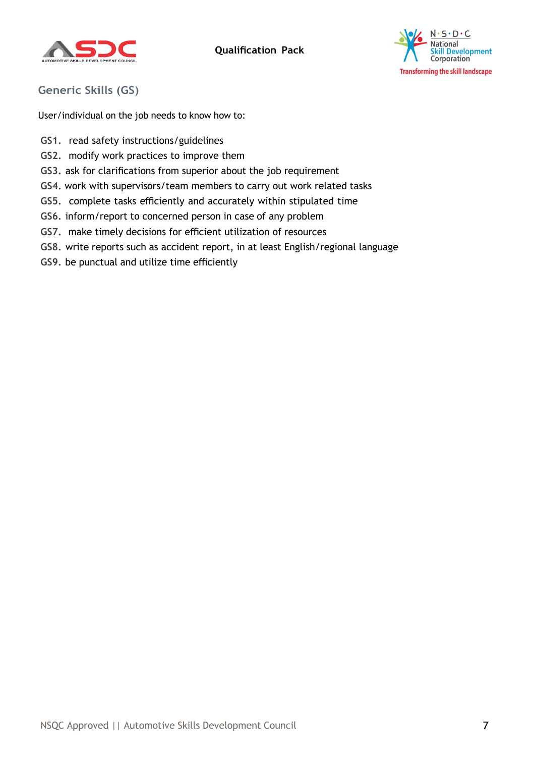## Generic Skills (GS)

User/individual on the job needs to know how to:

**GS1.** read safety instructions/guidelines
**GS2.** modify work practices to improve them
**GS3.** ask for clarifications from superior about the job requirement
**GS4.** work with supervisors/team members to carry out work related tasks
**GS5.** complete tasks efficiently and accurately within stipulated time
**GS6.** inform/report to concerned person in case of any problem
**GS7.** make timely decisions for efficient utilization of resources
**GS8.** write reports such as accident report, in at least English/regional language
**GS9.** be punctual and utilize time efficiently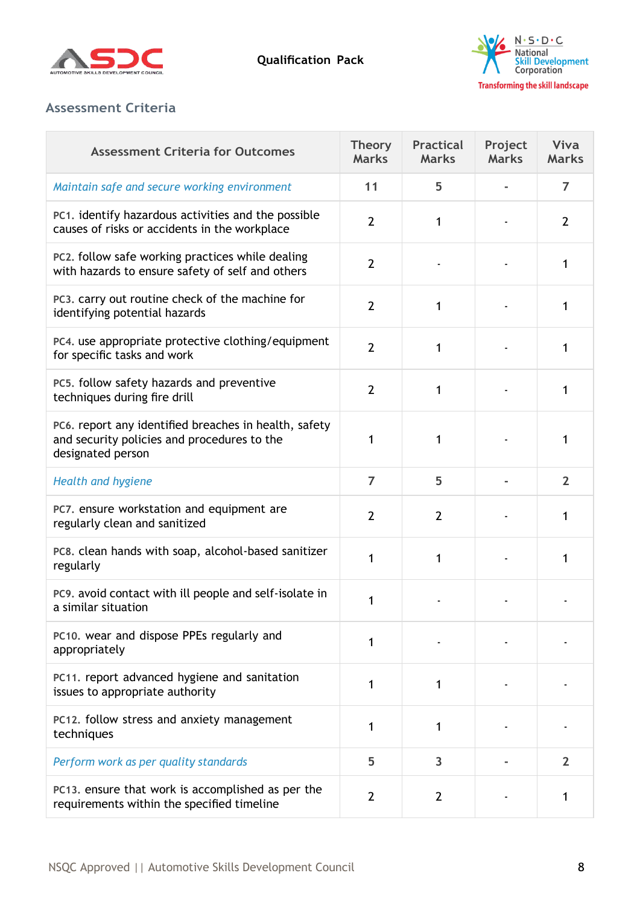## Assessment Criteria

| Assessment Criteria for Outcomes | Theory Marks | Practical Marks | Project Marks | Viva Marks |
|---|---|---|---|---|
| *Maintain safe and secure working environment* | 11 | 5 | - | 7 |
| PC1. identify hazardous activities and the possible causes of risks or accidents in the workplace | 2 | 1 | - | 2 |
| PC2. follow safe working practices while dealing with hazards to ensure safety of self and others | 2 | - | - | 1 |
| PC3. carry out routine check of the machine for identifying potential hazards | 2 | 1 | - | 1 |
| PC4. use appropriate protective clothing/equipment for specific tasks and work | 2 | 1 | - | 1 |
| PC5. follow safety hazards and preventive techniques during fire drill | 2 | 1 | - | 1 |
| PC6. report any identified breaches in health, safety and security policies and procedures to the designated person | 1 | 1 | - | 1 |
| *Health and hygiene* | 7 | 5 | - | 2 |
| PC7. ensure workstation and equipment are regularly clean and sanitized | 2 | 2 | - | 1 |
| PC8. clean hands with soap, alcohol-based sanitizer regularly | 1 | 1 | - | 1 |
| PC9. avoid contact with ill people and self-isolate in a similar situation | 1 | - | - | - |
| PC10. wear and dispose PPEs regularly and appropriately | 1 | - | - | - |
| PC11. report advanced hygiene and sanitation issues to appropriate authority | 1 | 1 | - | - |
| PC12. follow stress and anxiety management techniques | 1 | 1 | - | - |
| *Perform work as per quality standards* | 5 | 3 | - | 2 |
| PC13. ensure that work is accomplished as per the requirements within the specified timeline | 2 | 2 | - | 1 |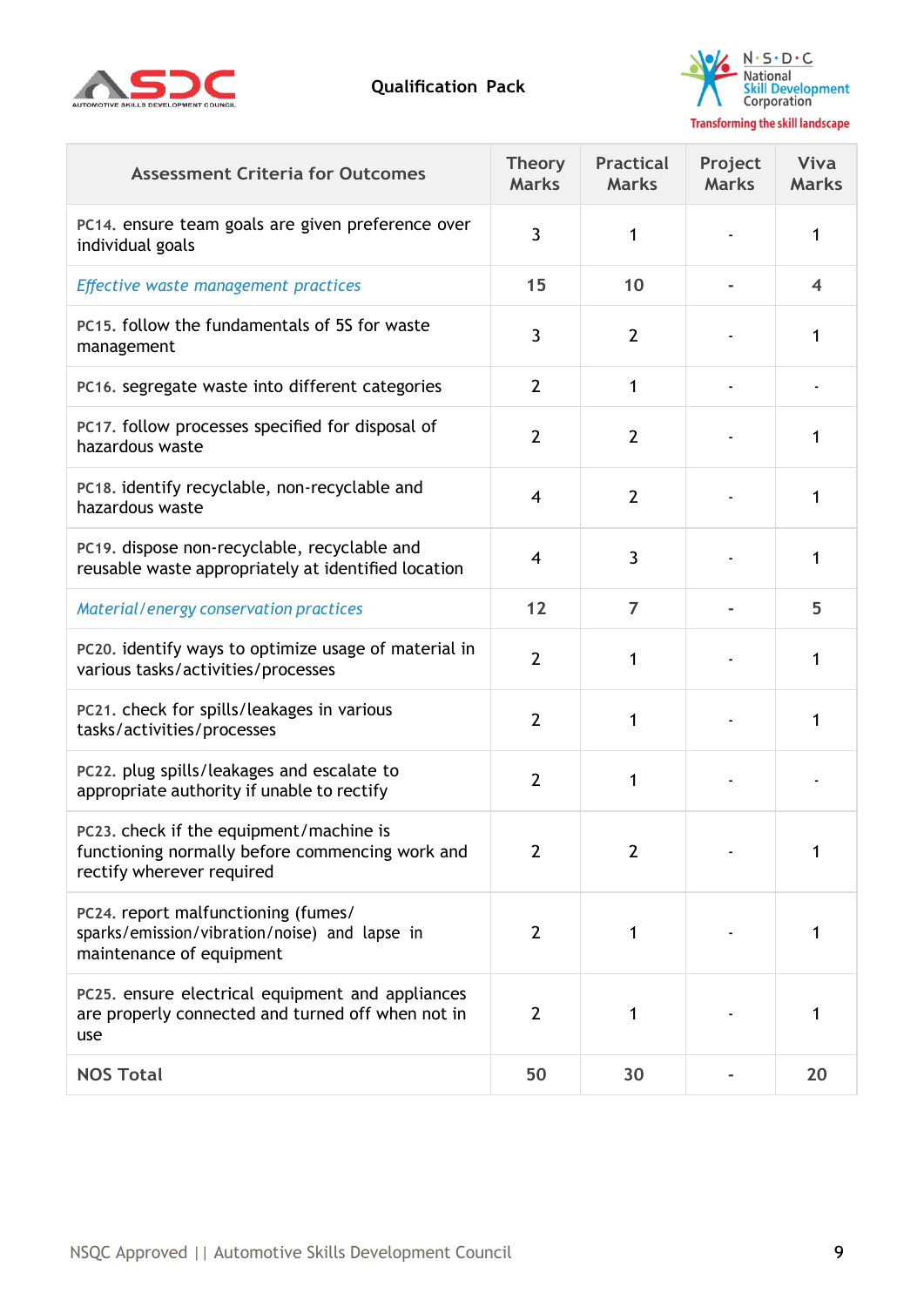| Assessment Criteria for Outcomes | Theory Marks | Practical Marks | Project Marks | Viva Marks |
|---|---|---|---|---|
| PC14. ensure team goals are given preference over individual goals | 3 | 1 | - | 1 |
| *Effective waste management practices* | 15 | 10 | - | 4 |
| PC15. follow the fundamentals of 5S for waste management | 3 | 2 | - | 1 |
| PC16. segregate waste into different categories | 2 | 1 | - | - |
| PC17. follow processes specified for disposal of hazardous waste | 2 | 2 | - | 1 |
| PC18. identify recyclable, non-recyclable and hazardous waste | 4 | 2 | - | 1 |
| PC19. dispose non-recyclable, recyclable and reusable waste appropriately at identified location | 4 | 3 | - | 1 |
| *Material/energy conservation practices* | 12 | 7 | - | 5 |
| PC20. identify ways to optimize usage of material in various tasks/activities/processes | 2 | 1 | - | 1 |
| PC21. check for spills/leakages in various tasks/activities/processes | 2 | 1 | - | 1 |
| PC22. plug spills/leakages and escalate to appropriate authority if unable to rectify | 2 | 1 | - | - |
| PC23. check if the equipment/machine is functioning normally before commencing work and rectify wherever required | 2 | 2 | - | 1 |
| PC24. report malfunctioning (fumes/ sparks/emission/vibration/noise) and lapse in maintenance of equipment | 2 | 1 | - | 1 |
| PC25. ensure electrical equipment and appliances are properly connected and turned off when not in use | 2 | 1 | - | 1 |
| **NOS Total** | 50 | 30 | - | 20 |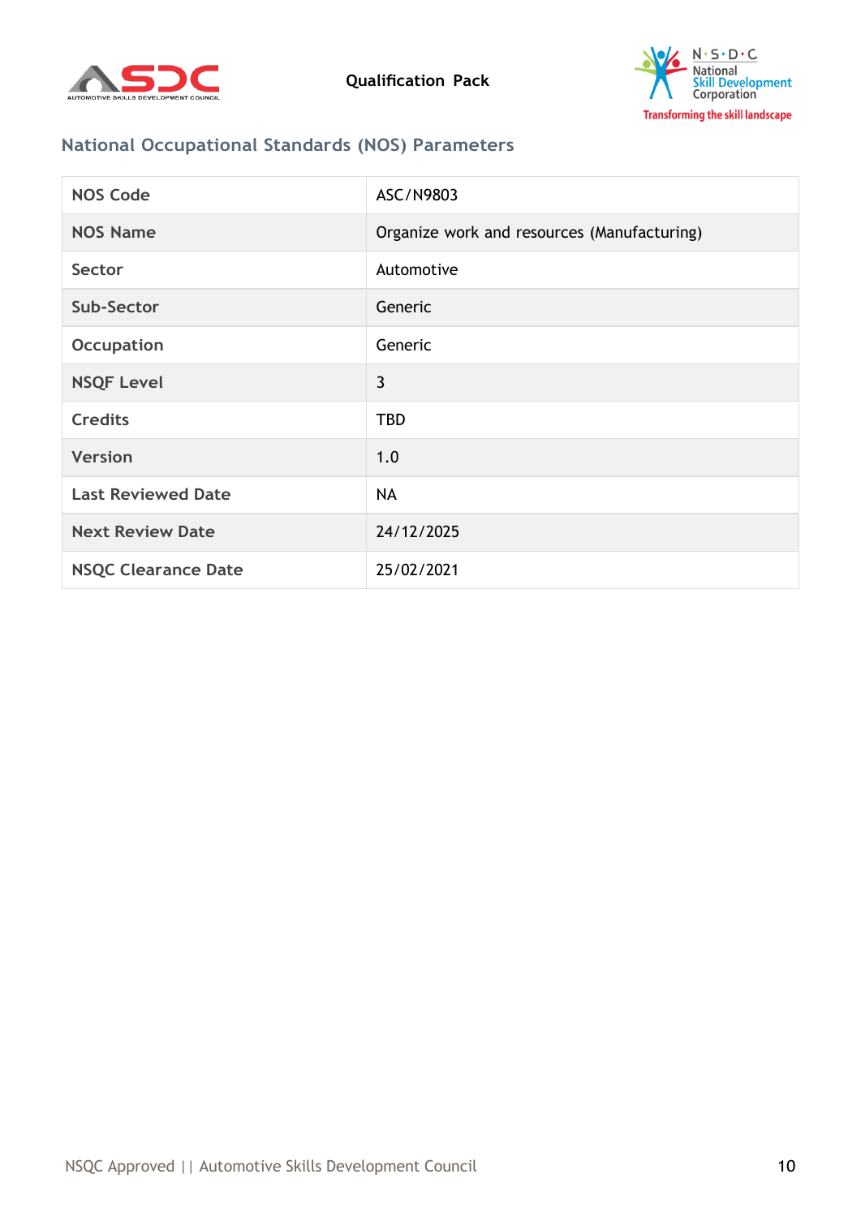## National Occupational Standards (NOS) Parameters

| NOS Code | ASC/N9803 |
| --- | --- |
| NOS Name | Organize work and resources (Manufacturing) |
| Sector | Automotive |
| Sub-Sector | Generic |
| Occupation | Generic |
| NSQF Level | 3 |
| Credits | TBD |
| Version | 1.0 |
| Last Reviewed Date | NA |
| Next Review Date | 24/12/2025 |
| NSQC Clearance Date | 25/02/2021 |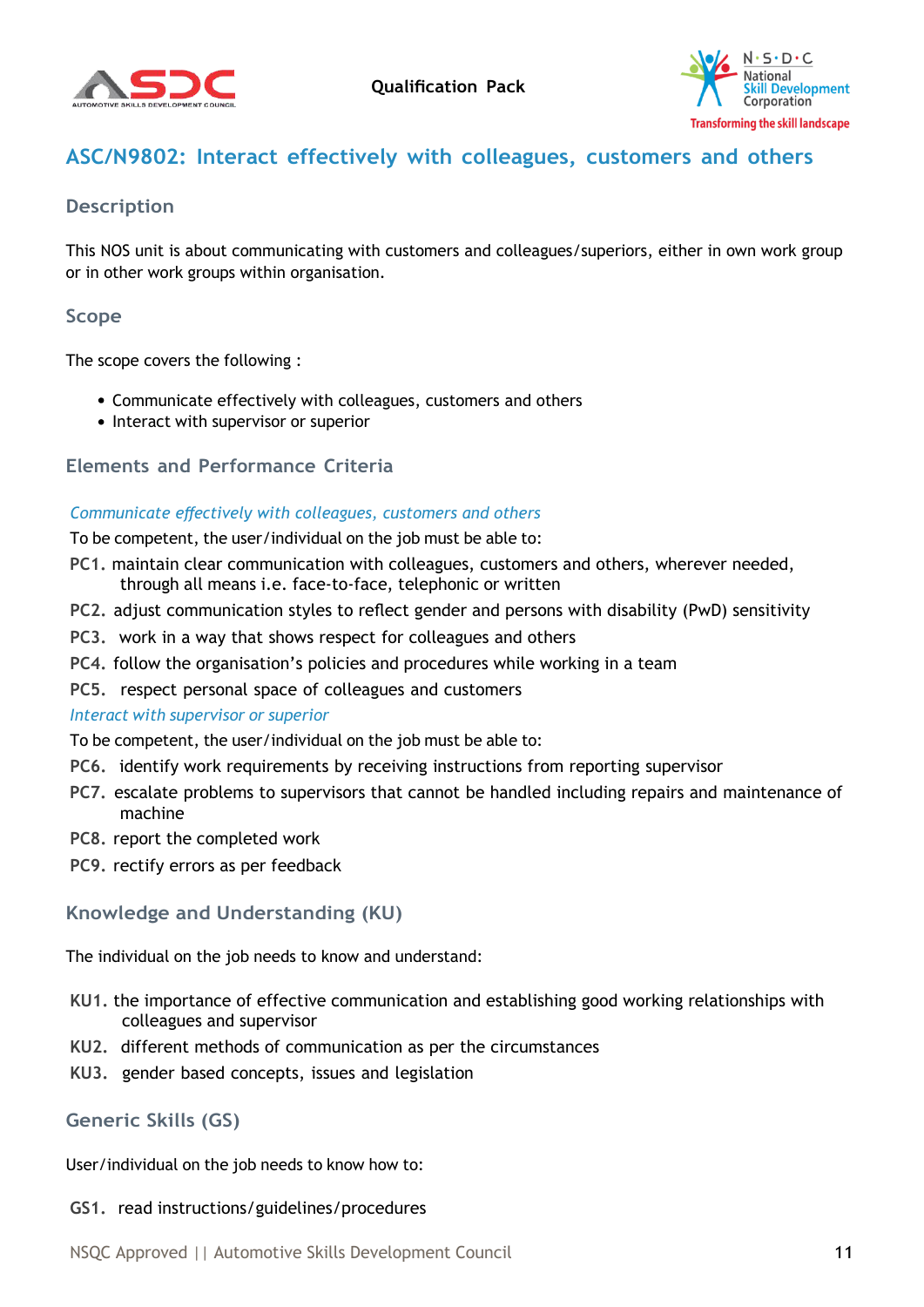## ASC/N9802: Interact effectively with colleagues, customers and others

### Description

This NOS unit is about communicating with customers and colleagues/superiors, either in own work group or in other work groups within organisation.

### Scope

The scope covers the following :

- Communicate effectively with colleagues, customers and others
- Interact with supervisor or superior

### Elements and Performance Criteria

*Communicate effectively with colleagues, customers and others*

To be competent, the user/individual on the job must be able to:

**PC1.** maintain clear communication with colleagues, customers and others, wherever needed, through all means i.e. face-to-face, telephonic or written

**PC2.** adjust communication styles to reflect gender and persons with disability (PwD) sensitivity

**PC3.** work in a way that shows respect for colleagues and others

**PC4.** follow the organisation's policies and procedures while working in a team

**PC5.** respect personal space of colleagues and customers

*Interact with supervisor or superior*

To be competent, the user/individual on the job must be able to:

**PC6.** identify work requirements by receiving instructions from reporting supervisor

**PC7.** escalate problems to supervisors that cannot be handled including repairs and maintenance of machine

**PC8.** report the completed work

**PC9.** rectify errors as per feedback

### Knowledge and Understanding (KU)

The individual on the job needs to know and understand:

**KU1.** the importance of effective communication and establishing good working relationships with colleagues and supervisor

**KU2.** different methods of communication as per the circumstances

**KU3.** gender based concepts, issues and legislation

### Generic Skills (GS)

User/individual on the job needs to know how to:

**GS1.** read instructions/guidelines/procedures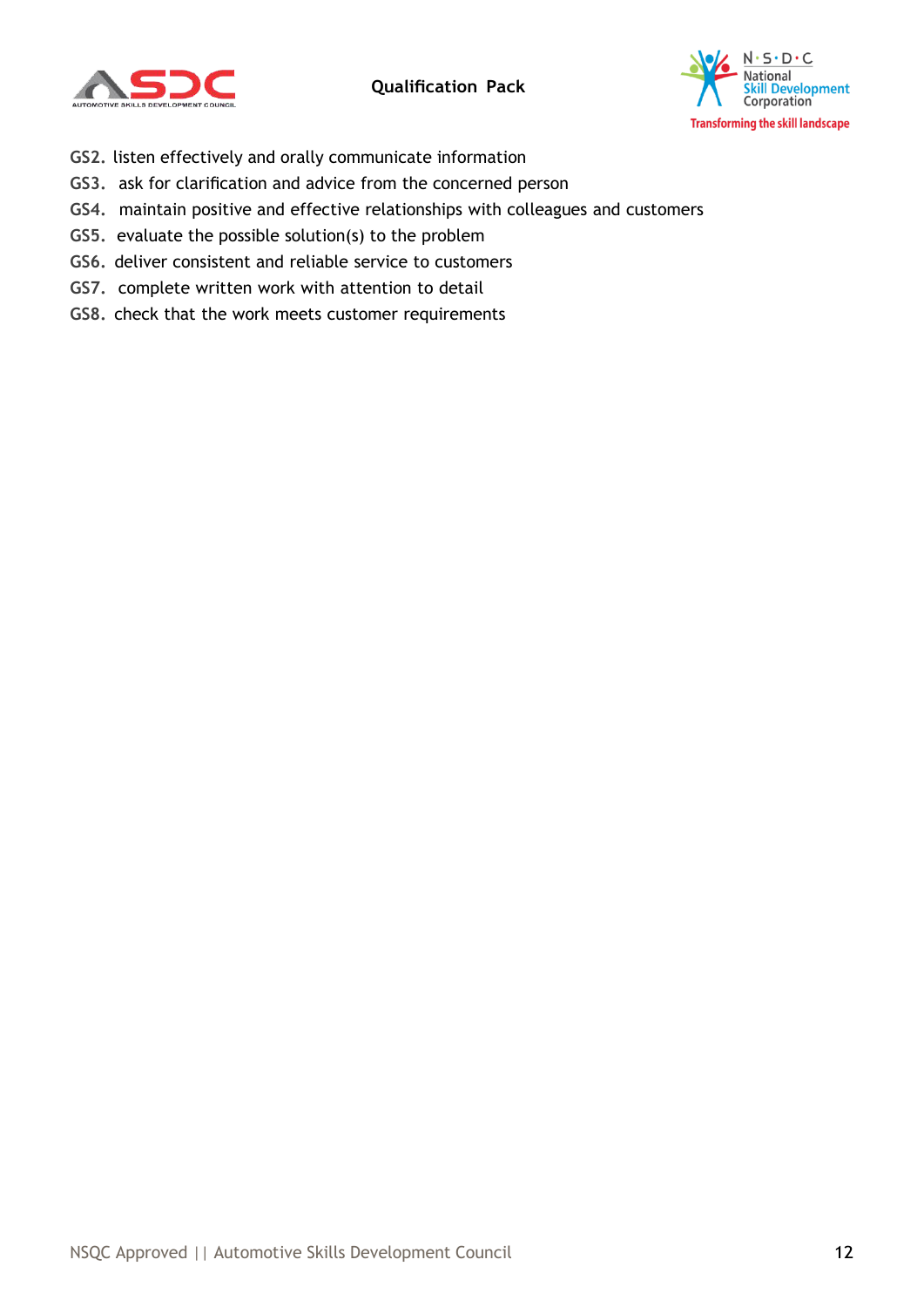**GS2.** listen effectively and orally communicate information

**GS3.** ask for clarification and advice from the concerned person

**GS4.** maintain positive and effective relationships with colleagues and customers

**GS5.** evaluate the possible solution(s) to the problem

**GS6.** deliver consistent and reliable service to customers

**GS7.** complete written work with attention to detail

**GS8.** check that the work meets customer requirements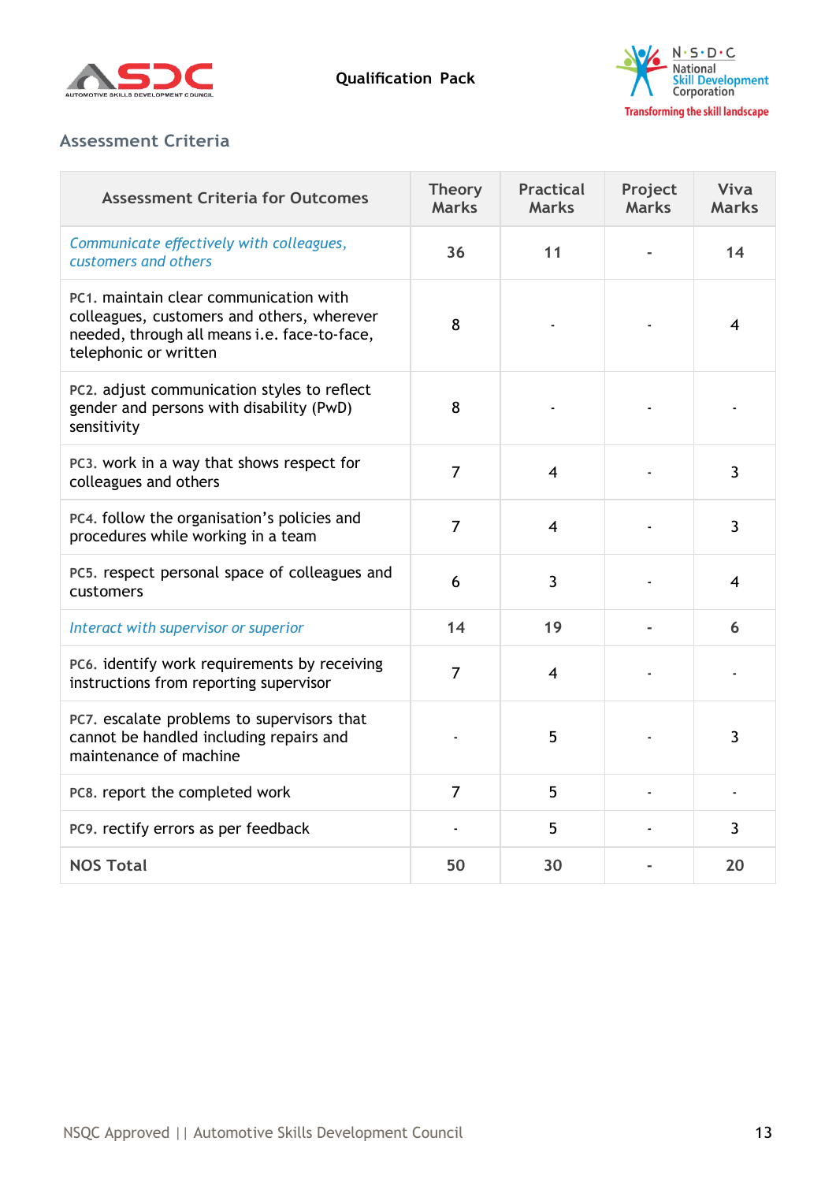## Assessment Criteria

| Assessment Criteria for Outcomes | Theory Marks | Practical Marks | Project Marks | Viva Marks |
|---|---|---|---|---|
| *Communicate effectively with colleagues, customers and others* | 36 | 11 | - | 14 |
| PC1. maintain clear communication with colleagues, customers and others, wherever needed, through all means i.e. face-to-face, telephonic or written | 8 | - | - | 4 |
| PC2. adjust communication styles to reflect gender and persons with disability (PwD) sensitivity | 8 | - | - | - |
| PC3. work in a way that shows respect for colleagues and others | 7 | 4 | - | 3 |
| PC4. follow the organisation's policies and procedures while working in a team | 7 | 4 | - | 3 |
| PC5. respect personal space of colleagues and customers | 6 | 3 | - | 4 |
| *Interact with supervisor or superior* | 14 | 19 | - | 6 |
| PC6. identify work requirements by receiving instructions from reporting supervisor | 7 | 4 | - | - |
| PC7. escalate problems to supervisors that cannot be handled including repairs and maintenance of machine | - | 5 | - | 3 |
| PC8. report the completed work | 7 | 5 | - | - |
| PC9. rectify errors as per feedback | - | 5 | - | 3 |
| **NOS Total** | 50 | 30 | - | 20 |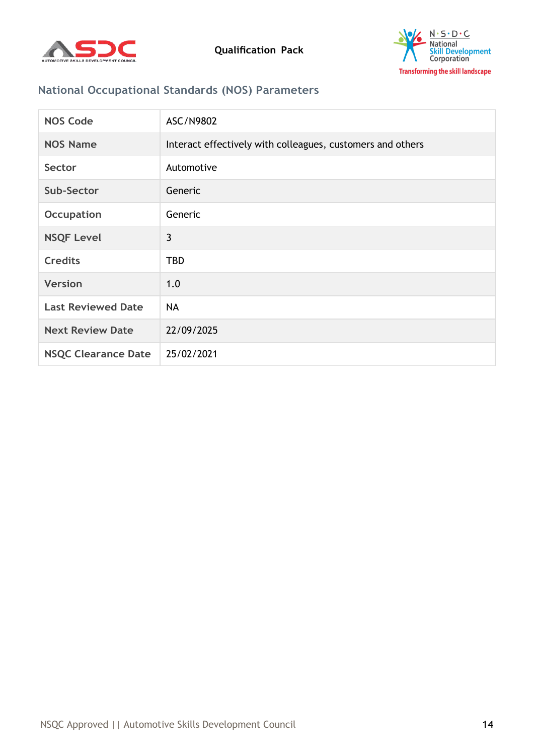## National Occupational Standards (NOS) Parameters

| NOS Code | ASC/N9802 |
|---|---|
| NOS Name | Interact effectively with colleagues, customers and others |
| Sector | Automotive |
| Sub-Sector | Generic |
| Occupation | Generic |
| NSQF Level | 3 |
| Credits | TBD |
| Version | 1.0 |
| Last Reviewed Date | NA |
| Next Review Date | 22/09/2025 |
| NSQC Clearance Date | 25/02/2021 |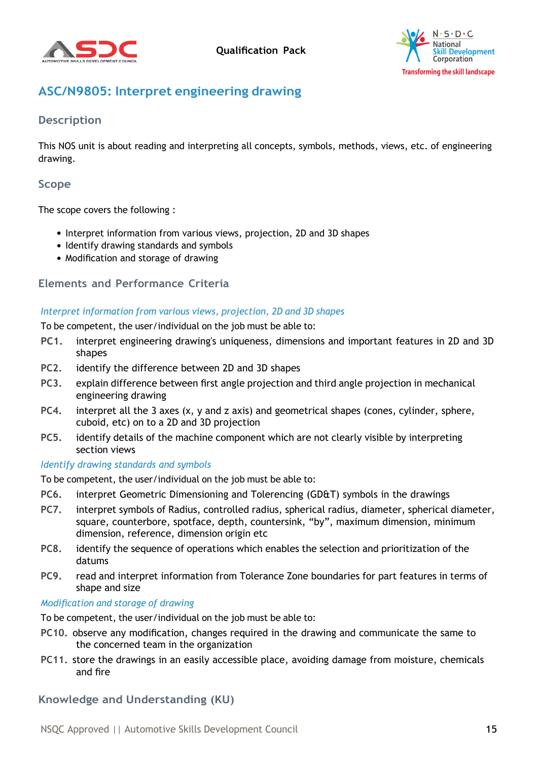## ASC/N9805: Interpret engineering drawing

### Description

This NOS unit is about reading and interpreting all concepts, symbols, methods, views, etc. of engineering drawing.

### Scope

The scope covers the following :

- Interpret information from various views, projection, 2D and 3D shapes
- Identify drawing standards and symbols
- Modification and storage of drawing

### Elements and Performance Criteria

*Interpret information from various views, projection, 2D and 3D shapes*

To be competent, the user/individual on the job must be able to:

- **PC1.** interpret engineering drawing's uniqueness, dimensions and important features in 2D and 3D shapes
- **PC2.** identify the difference between 2D and 3D shapes
- **PC3.** explain difference between first angle projection and third angle projection in mechanical engineering drawing
- **PC4.** interpret all the 3 axes (x, y and z axis) and geometrical shapes (cones, cylinder, sphere, cuboid, etc) on to a 2D and 3D projection
- **PC5.** identify details of the machine component which are not clearly visible by interpreting section views

*Identify drawing standards and symbols*

To be competent, the user/individual on the job must be able to:

- **PC6.** interpret Geometric Dimensioning and Tolerencing (GD&T) symbols in the drawings
- **PC7.** interpret symbols of Radius, controlled radius, spherical radius, diameter, spherical diameter, square, counterbore, spotface, depth, countersink, "by", maximum dimension, minimum dimension, reference, dimension origin etc
- **PC8.** identify the sequence of operations which enables the selection and prioritization of the datums
- **PC9.** read and interpret information from Tolerance Zone boundaries for part features in terms of shape and size

*Modification and storage of drawing*

To be competent, the user/individual on the job must be able to:

- **PC10.** observe any modification, changes required in the drawing and communicate the same to the concerned team in the organization
- **PC11.** store the drawings in an easily accessible place, avoiding damage from moisture, chemicals and fire

### Knowledge and Understanding (KU)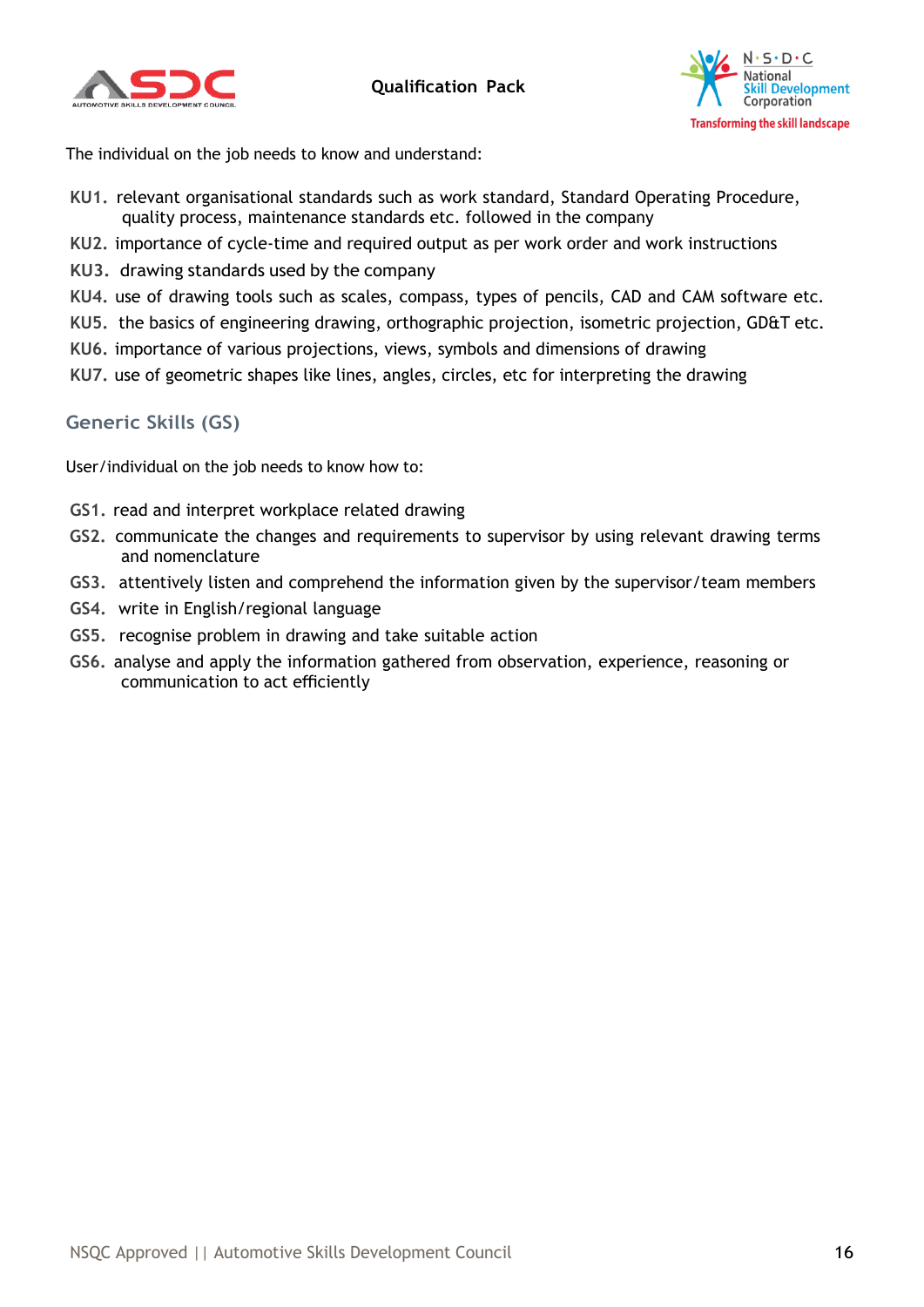The individual on the job needs to know and understand:

- KU1. relevant organisational standards such as work standard, Standard Operating Procedure, quality process, maintenance standards etc. followed in the company
- KU2. importance of cycle-time and required output as per work order and work instructions
- KU3. drawing standards used by the company
- KU4. use of drawing tools such as scales, compass, types of pencils, CAD and CAM software etc.
- KU5. the basics of engineering drawing, orthographic projection, isometric projection, GD&T etc.
- KU6. importance of various projections, views, symbols and dimensions of drawing
- KU7. use of geometric shapes like lines, angles, circles, etc for interpreting the drawing

## Generic Skills (GS)

User/individual on the job needs to know how to:

- GS1. read and interpret workplace related drawing
- GS2. communicate the changes and requirements to supervisor by using relevant drawing terms and nomenclature
- GS3. attentively listen and comprehend the information given by the supervisor/team members
- GS4. write in English/regional language
- GS5. recognise problem in drawing and take suitable action
- GS6. analyse and apply the information gathered from observation, experience, reasoning or communication to act efficiently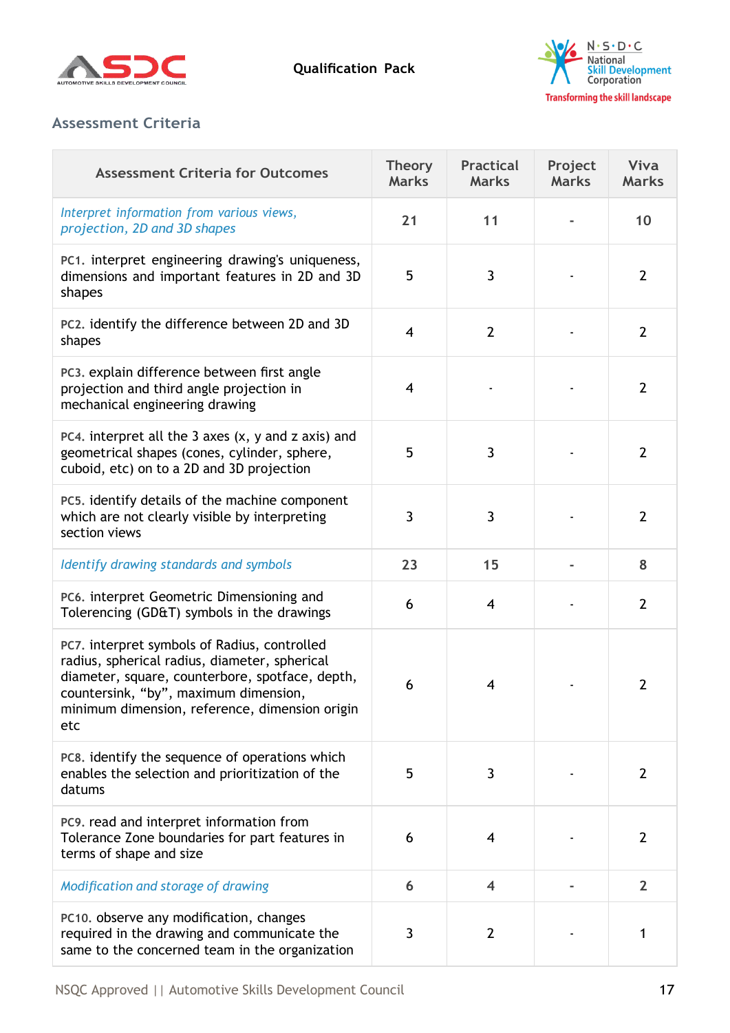## Assessment Criteria

| Assessment Criteria for Outcomes | Theory Marks | Practical Marks | Project Marks | Viva Marks |
|---|---|---|---|---|
| *Interpret information from various views, projection, 2D and 3D shapes* | 21 | 11 | - | 10 |
| PC1. interpret engineering drawing's uniqueness, dimensions and important features in 2D and 3D shapes | 5 | 3 | - | 2 |
| PC2. identify the difference between 2D and 3D shapes | 4 | 2 | - | 2 |
| PC3. explain difference between first angle projection and third angle projection in mechanical engineering drawing | 4 | - | - | 2 |
| PC4. interpret all the 3 axes (x, y and z axis) and geometrical shapes (cones, cylinder, sphere, cuboid, etc) on to a 2D and 3D projection | 5 | 3 | - | 2 |
| PC5. identify details of the machine component which are not clearly visible by interpreting section views | 3 | 3 | - | 2 |
| *Identify drawing standards and symbols* | 23 | 15 | - | 8 |
| PC6. interpret Geometric Dimensioning and Tolerencing (GD&T) symbols in the drawings | 6 | 4 | - | 2 |
| PC7. interpret symbols of Radius, controlled radius, spherical radius, diameter, spherical diameter, square, counterbore, spotface, depth, countersink, "by", maximum dimension, minimum dimension, reference, dimension origin etc | 6 | 4 | - | 2 |
| PC8. identify the sequence of operations which enables the selection and prioritization of the datums | 5 | 3 | - | 2 |
| PC9. read and interpret information from Tolerance Zone boundaries for part features in terms of shape and size | 6 | 4 | - | 2 |
| *Modification and storage of drawing* | 6 | 4 | - | 2 |
| PC10. observe any modification, changes required in the drawing and communicate the same to the concerned team in the organization | 3 | 2 | - | 1 |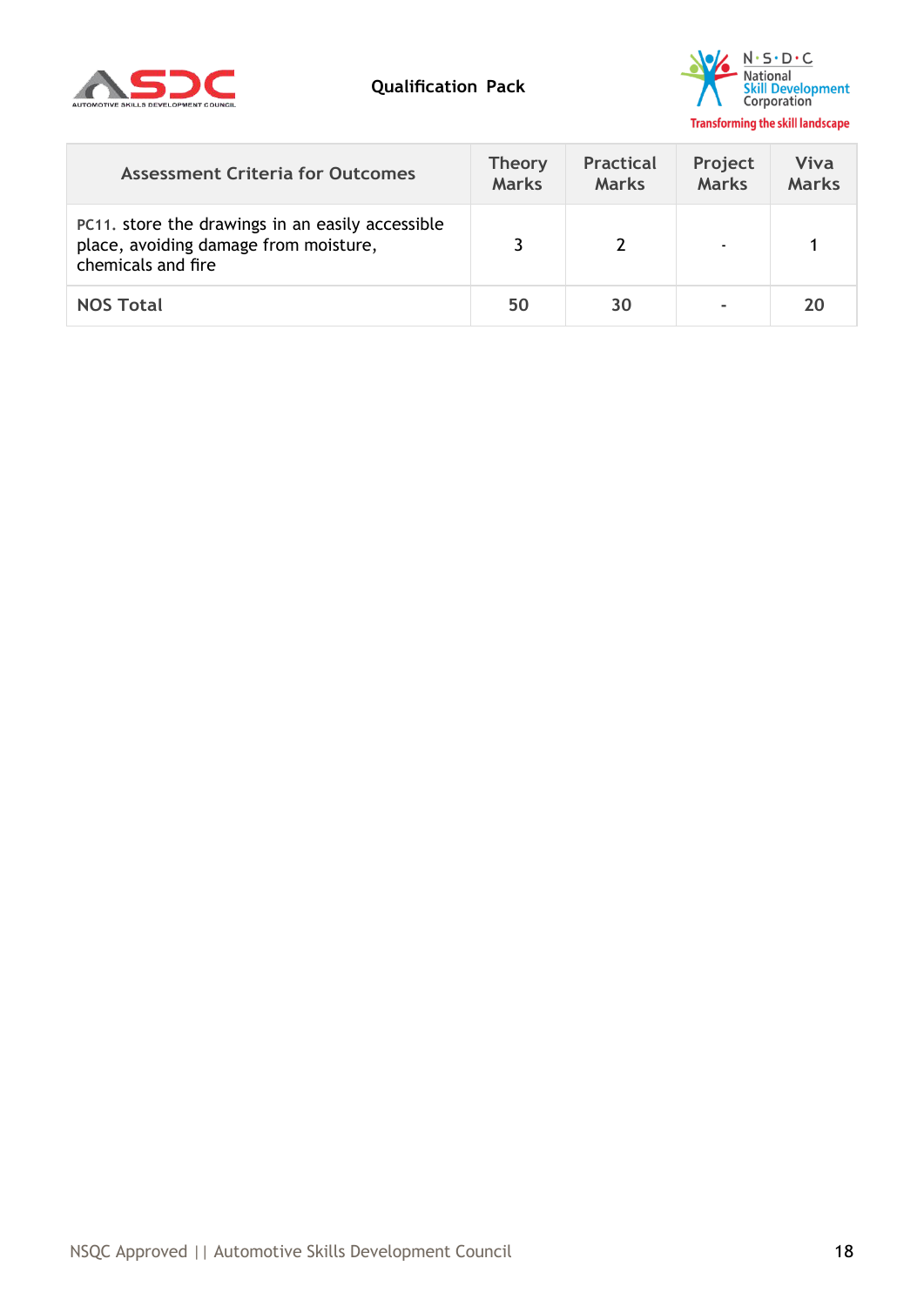| Assessment Criteria for Outcomes | Theory Marks | Practical Marks | Project Marks | Viva Marks |
|---|---|---|---|---|
| PC11. store the drawings in an easily accessible place, avoiding damage from moisture, chemicals and fire | 3 | 2 | - | 1 |
| **NOS Total** | **50** | **30** | **-** | **20** |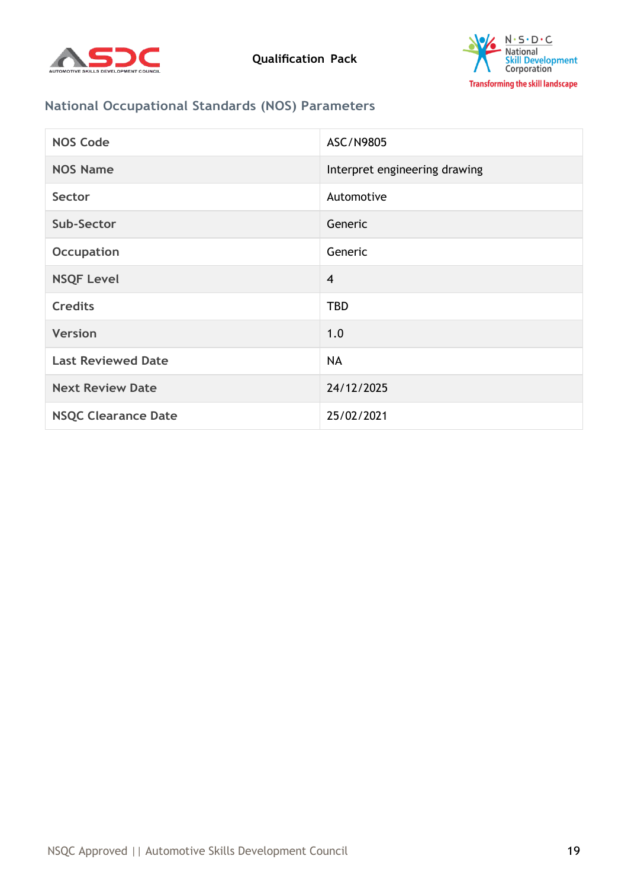## National Occupational Standards (NOS) Parameters

| NOS Code | ASC/N9805 |
|---|---|
| NOS Name | Interpret engineering drawing |
| Sector | Automotive |
| Sub-Sector | Generic |
| Occupation | Generic |
| NSQF Level | 4 |
| Credits | TBD |
| Version | 1.0 |
| Last Reviewed Date | NA |
| Next Review Date | 24/12/2025 |
| NSQC Clearance Date | 25/02/2021 |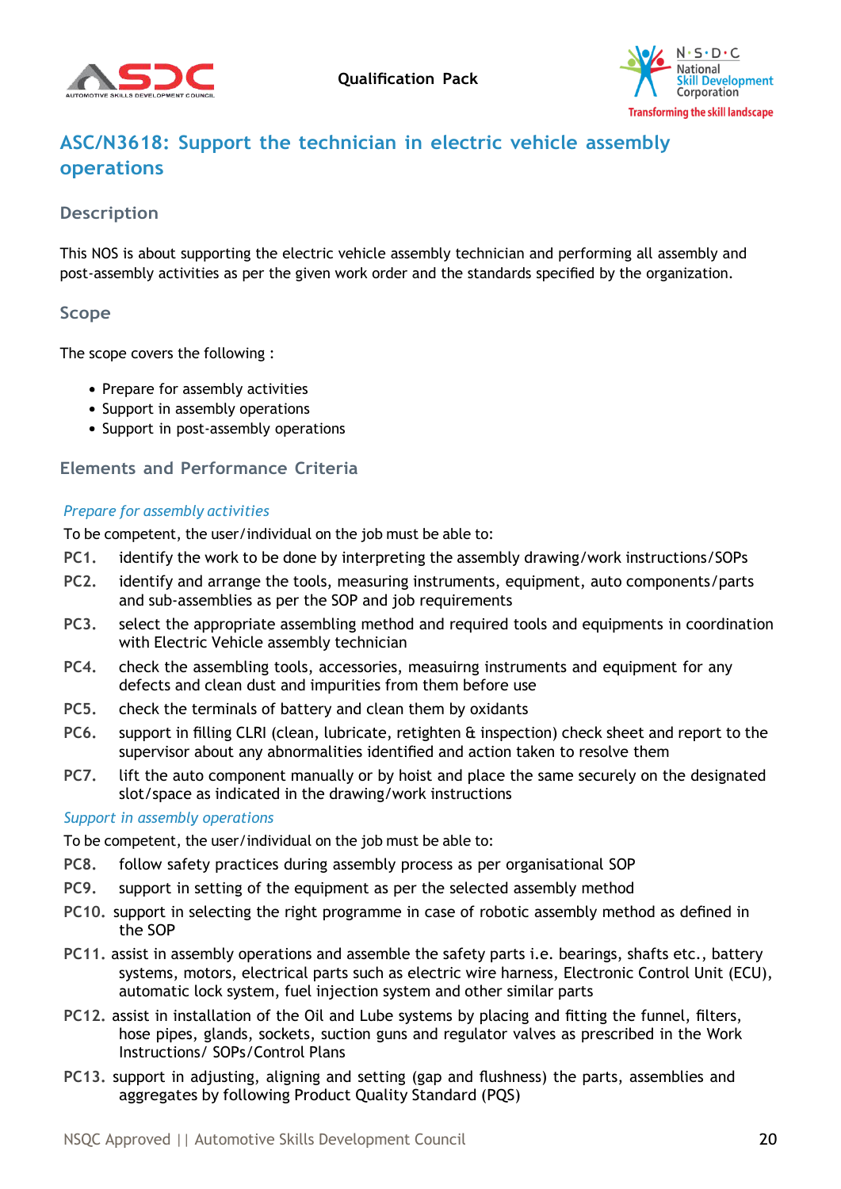## ASC/N3618: Support the technician in electric vehicle assembly operations

### Description

This NOS is about supporting the electric vehicle assembly technician and performing all assembly and post-assembly activities as per the given work order and the standards specified by the organization.

### Scope

The scope covers the following :

- Prepare for assembly activities
- Support in assembly operations
- Support in post-assembly operations

### Elements and Performance Criteria

*Prepare for assembly activities*

To be competent, the user/individual on the job must be able to:

**PC1.** identify the work to be done by interpreting the assembly drawing/work instructions/SOPs

**PC2.** identify and arrange the tools, measuring instruments, equipment, auto components/parts and sub-assemblies as per the SOP and job requirements

**PC3.** select the appropriate assembling method and required tools and equipments in coordination with Electric Vehicle assembly technician

**PC4.** check the assembling tools, accessories, measuirng instruments and equipment for any defects and clean dust and impurities from them before use

**PC5.** check the terminals of battery and clean them by oxidants

**PC6.** support in filling CLRI (clean, lubricate, retighten & inspection) check sheet and report to the supervisor about any abnormalities identified and action taken to resolve them

**PC7.** lift the auto component manually or by hoist and place the same securely on the designated slot/space as indicated in the drawing/work instructions

*Support in assembly operations*

To be competent, the user/individual on the job must be able to:

**PC8.** follow safety practices during assembly process as per organisational SOP

**PC9.** support in setting of the equipment as per the selected assembly method

**PC10.** support in selecting the right programme in case of robotic assembly method as defined in the SOP

**PC11.** assist in assembly operations and assemble the safety parts i.e. bearings, shafts etc., battery systems, motors, electrical parts such as electric wire harness, Electronic Control Unit (ECU), automatic lock system, fuel injection system and other similar parts

**PC12.** assist in installation of the Oil and Lube systems by placing and fitting the funnel, filters, hose pipes, glands, sockets, suction guns and regulator valves as prescribed in the Work Instructions/ SOPs/Control Plans

**PC13.** support in adjusting, aligning and setting (gap and flushness) the parts, assemblies and aggregates by following Product Quality Standard (PQS)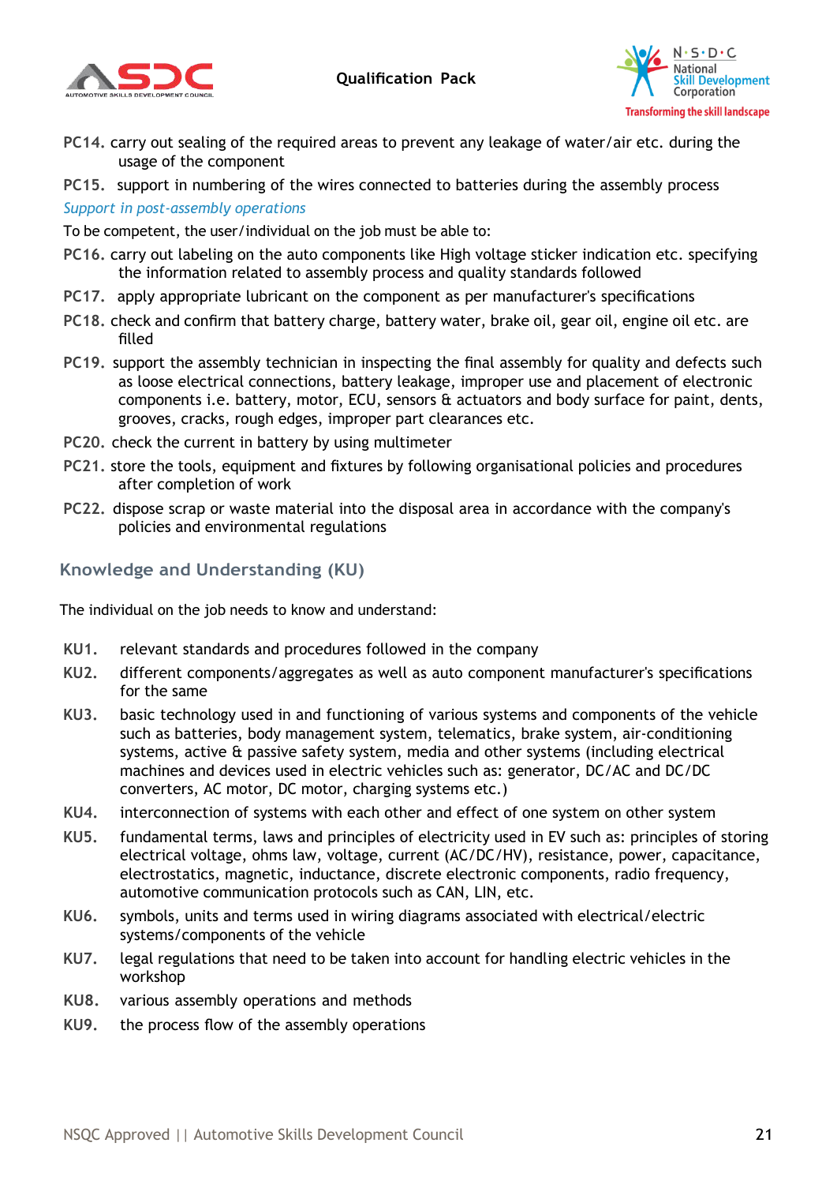PC14. carry out sealing of the required areas to prevent any leakage of water/air etc. during the usage of the component

PC15. support in numbering of the wires connected to batteries during the assembly process

*Support in post-assembly operations*

To be competent, the user/individual on the job must be able to:

PC16. carry out labeling on the auto components like High voltage sticker indication etc. specifying the information related to assembly process and quality standards followed

PC17. apply appropriate lubricant on the component as per manufacturer's specifications

PC18. check and confirm that battery charge, battery water, brake oil, gear oil, engine oil etc. are filled

PC19. support the assembly technician in inspecting the final assembly for quality and defects such as loose electrical connections, battery leakage, improper use and placement of electronic components i.e. battery, motor, ECU, sensors & actuators and body surface for paint, dents, grooves, cracks, rough edges, improper part clearances etc.

PC20. check the current in battery by using multimeter

PC21. store the tools, equipment and fixtures by following organisational policies and procedures after completion of work

PC22. dispose scrap or waste material into the disposal area in accordance with the company's policies and environmental regulations

## Knowledge and Understanding (KU)

The individual on the job needs to know and understand:

KU1. relevant standards and procedures followed in the company

KU2. different components/aggregates as well as auto component manufacturer's specifications for the same

KU3. basic technology used in and functioning of various systems and components of the vehicle such as batteries, body management system, telematics, brake system, air-conditioning systems, active & passive safety system, media and other systems (including electrical machines and devices used in electric vehicles such as: generator, DC/AC and DC/DC converters, AC motor, DC motor, charging systems etc.)

KU4. interconnection of systems with each other and effect of one system on other system

KU5. fundamental terms, laws and principles of electricity used in EV such as: principles of storing electrical voltage, ohms law, voltage, current (AC/DC/HV), resistance, power, capacitance, electrostatics, magnetic, inductance, discrete electronic components, radio frequency, automotive communication protocols such as CAN, LIN, etc.

KU6. symbols, units and terms used in wiring diagrams associated with electrical/electric systems/components of the vehicle

KU7. legal regulations that need to be taken into account for handling electric vehicles in the workshop

KU8. various assembly operations and methods

KU9. the process flow of the assembly operations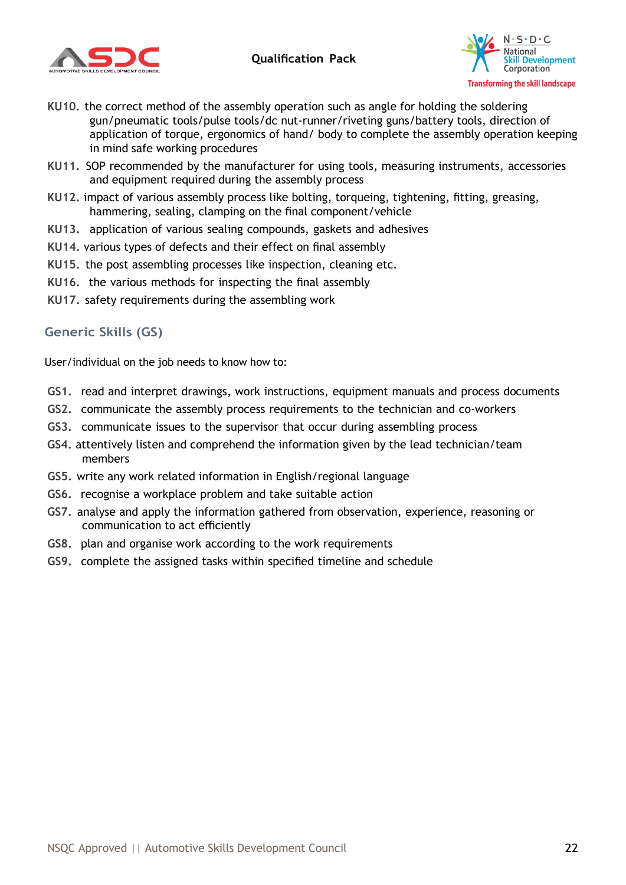KU10. the correct method of the assembly operation such as angle for holding the soldering gun/pneumatic tools/pulse tools/dc nut-runner/riveting guns/battery tools, direction of application of torque, ergonomics of hand/ body to complete the assembly operation keeping in mind safe working procedures

KU11. SOP recommended by the manufacturer for using tools, measuring instruments, accessories and equipment required during the assembly process

KU12. impact of various assembly process like bolting, torqueing, tightening, fitting, greasing, hammering, sealing, clamping on the final component/vehicle

KU13. application of various sealing compounds, gaskets and adhesives

KU14. various types of defects and their effect on final assembly

KU15. the post assembling processes like inspection, cleaning etc.

KU16. the various methods for inspecting the final assembly

KU17. safety requirements during the assembling work

## Generic Skills (GS)

User/individual on the job needs to know how to:

GS1. read and interpret drawings, work instructions, equipment manuals and process documents

GS2. communicate the assembly process requirements to the technician and co-workers

GS3. communicate issues to the supervisor that occur during assembling process

GS4. attentively listen and comprehend the information given by the lead technician/team members

GS5. write any work related information in English/regional language

GS6. recognise a workplace problem and take suitable action

GS7. analyse and apply the information gathered from observation, experience, reasoning or communication to act efficiently

GS8. plan and organise work according to the work requirements

GS9. complete the assigned tasks within specified timeline and schedule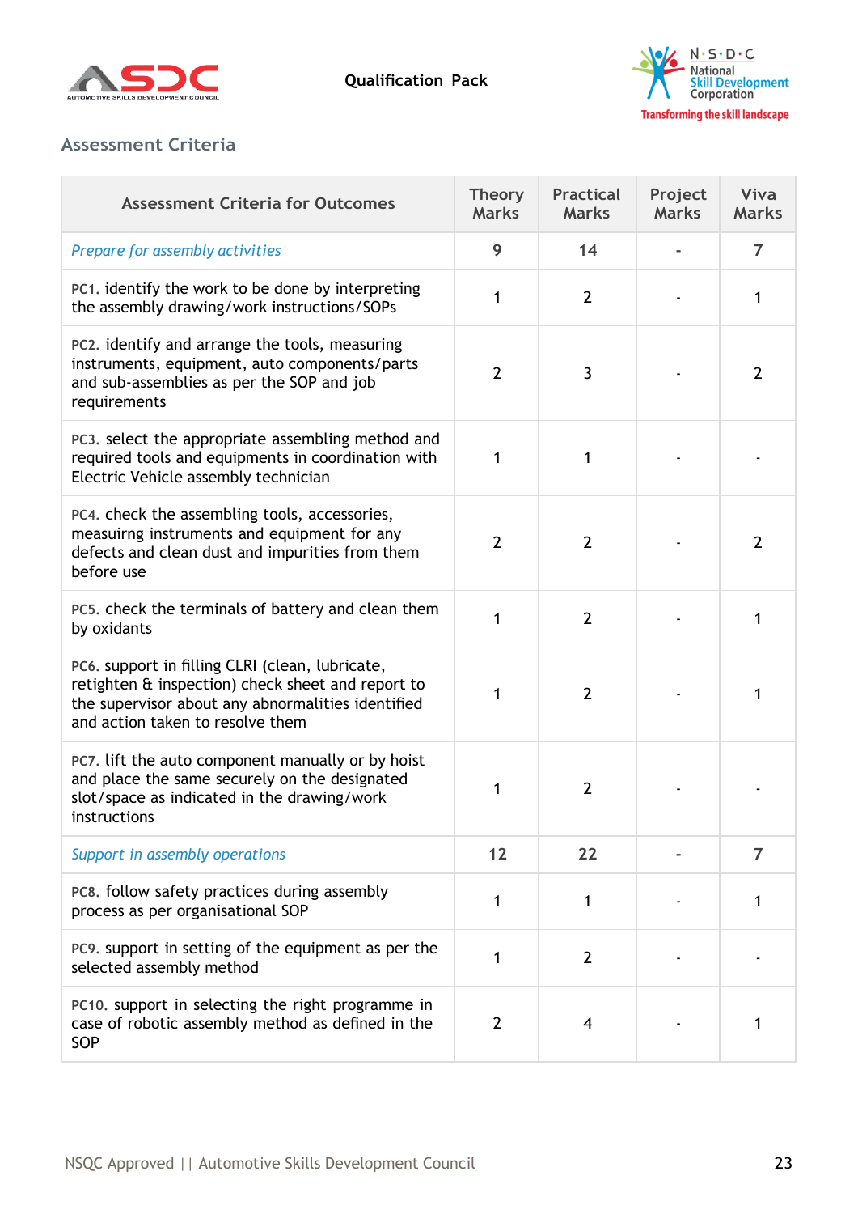## Assessment Criteria

| Assessment Criteria for Outcomes | Theory Marks | Practical Marks | Project Marks | Viva Marks |
|---|---|---|---|---|
| *Prepare for assembly activities* | 9 | 14 | - | 7 |
| PC1. identify the work to be done by interpreting the assembly drawing/work instructions/SOPs | 1 | 2 | - | 1 |
| PC2. identify and arrange the tools, measuring instruments, equipment, auto components/parts and sub-assemblies as per the SOP and job requirements | 2 | 3 | - | 2 |
| PC3. select the appropriate assembling method and required tools and equipments in coordination with Electric Vehicle assembly technician | 1 | 1 | - | - |
| PC4. check the assembling tools, accessories, measuirng instruments and equipment for any defects and clean dust and impurities from them before use | 2 | 2 | - | 2 |
| PC5. check the terminals of battery and clean them by oxidants | 1 | 2 | - | 1 |
| PC6. support in filling CLRI (clean, lubricate, retighten & inspection) check sheet and report to the supervisor about any abnormalities identified and action taken to resolve them | 1 | 2 | - | 1 |
| PC7. lift the auto component manually or by hoist and place the same securely on the designated slot/space as indicated in the drawing/work instructions | 1 | 2 | - | - |
| *Support in assembly operations* | 12 | 22 | - | 7 |
| PC8. follow safety practices during assembly process as per organisational SOP | 1 | 1 | - | 1 |
| PC9. support in setting of the equipment as per the selected assembly method | 1 | 2 | - | - |
| PC10. support in selecting the right programme in case of robotic assembly method as defined in the SOP | 2 | 4 | - | 1 |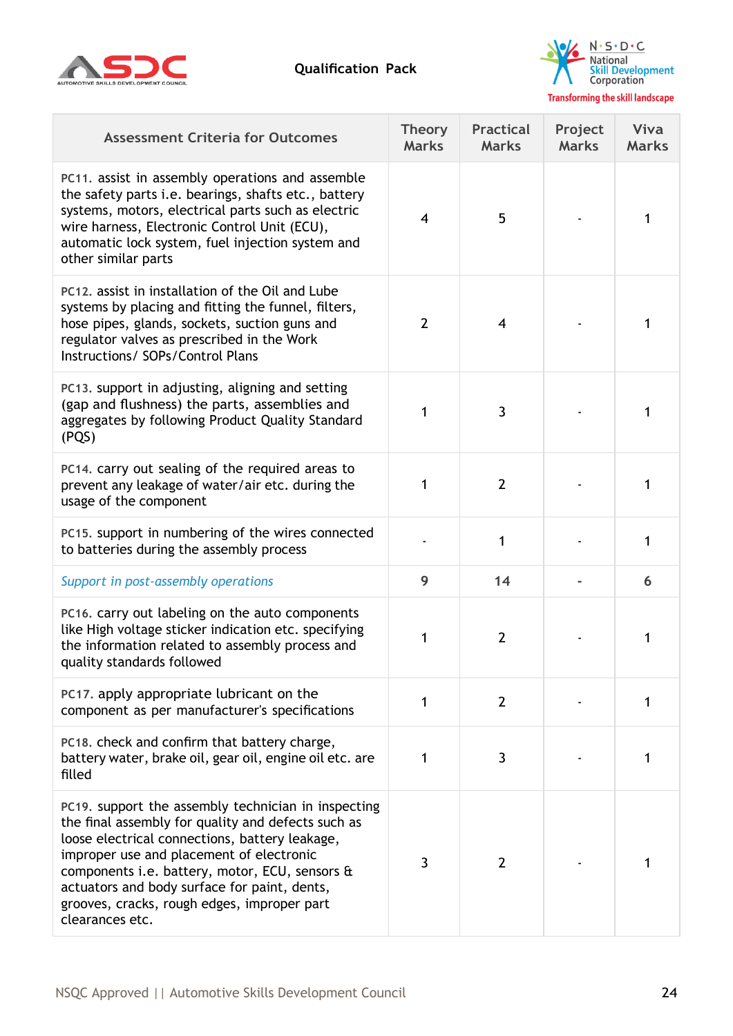| Assessment Criteria for Outcomes | Theory Marks | Practical Marks | Project Marks | Viva Marks |
|---|---|---|---|---|
| PC11. assist in assembly operations and assemble the safety parts i.e. bearings, shafts etc., battery systems, motors, electrical parts such as electric wire harness, Electronic Control Unit (ECU), automatic lock system, fuel injection system and other similar parts | 4 | 5 | - | 1 |
| PC12. assist in installation of the Oil and Lube systems by placing and fitting the funnel, filters, hose pipes, glands, sockets, suction guns and regulator valves as prescribed in the Work Instructions/ SOPs/Control Plans | 2 | 4 | - | 1 |
| PC13. support in adjusting, aligning and setting (gap and flushness) the parts, assemblies and aggregates by following Product Quality Standard (PQS) | 1 | 3 | - | 1 |
| PC14. carry out sealing of the required areas to prevent any leakage of water/air etc. during the usage of the component | 1 | 2 | - | 1 |
| PC15. support in numbering of the wires connected to batteries during the assembly process | - | 1 | - | 1 |
| *Support in post-assembly operations* | **9** | **14** | **-** | **6** |
| PC16. carry out labeling on the auto components like High voltage sticker indication etc. specifying the information related to assembly process and quality standards followed | 1 | 2 | - | 1 |
| PC17. apply appropriate lubricant on the component as per manufacturer's specifications | 1 | 2 | - | 1 |
| PC18. check and confirm that battery charge, battery water, brake oil, gear oil, engine oil etc. are filled | 1 | 3 | - | 1 |
| PC19. support the assembly technician in inspecting the final assembly for quality and defects such as loose electrical connections, battery leakage, improper use and placement of electronic components i.e. battery, motor, ECU, sensors & actuators and body surface for paint, dents, grooves, cracks, rough edges, improper part clearances etc. | 3 | 2 | - | 1 |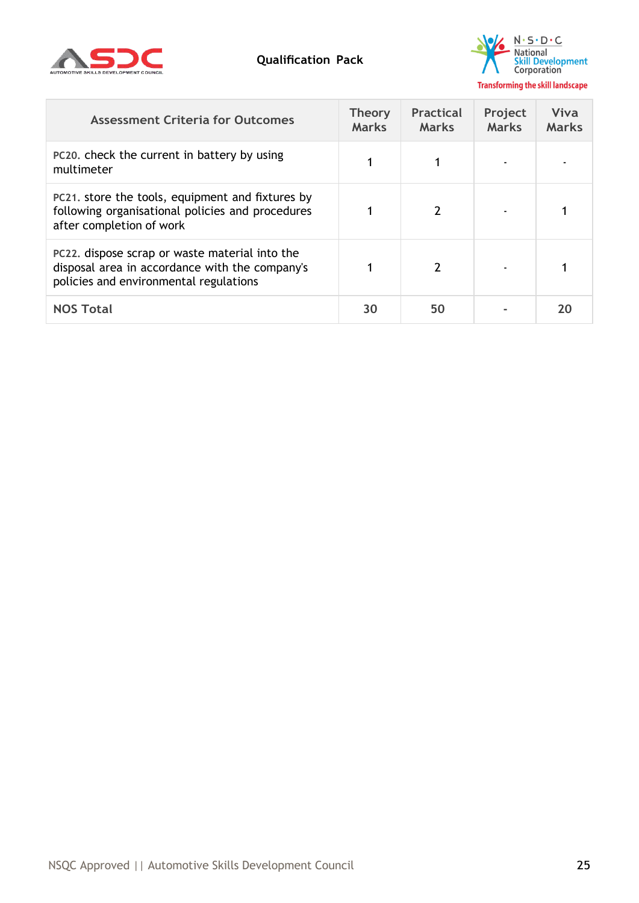| Assessment Criteria for Outcomes | Theory Marks | Practical Marks | Project Marks | Viva Marks |
|---|---|---|---|---|
| PC20. check the current in battery by using multimeter | 1 | 1 | - | - |
| PC21. store the tools, equipment and fixtures by following organisational policies and procedures after completion of work | 1 | 2 | - | 1 |
| PC22. dispose scrap or waste material into the disposal area in accordance with the company's policies and environmental regulations | 1 | 2 | - | 1 |
| **NOS Total** | **30** | **50** | **-** | **20** |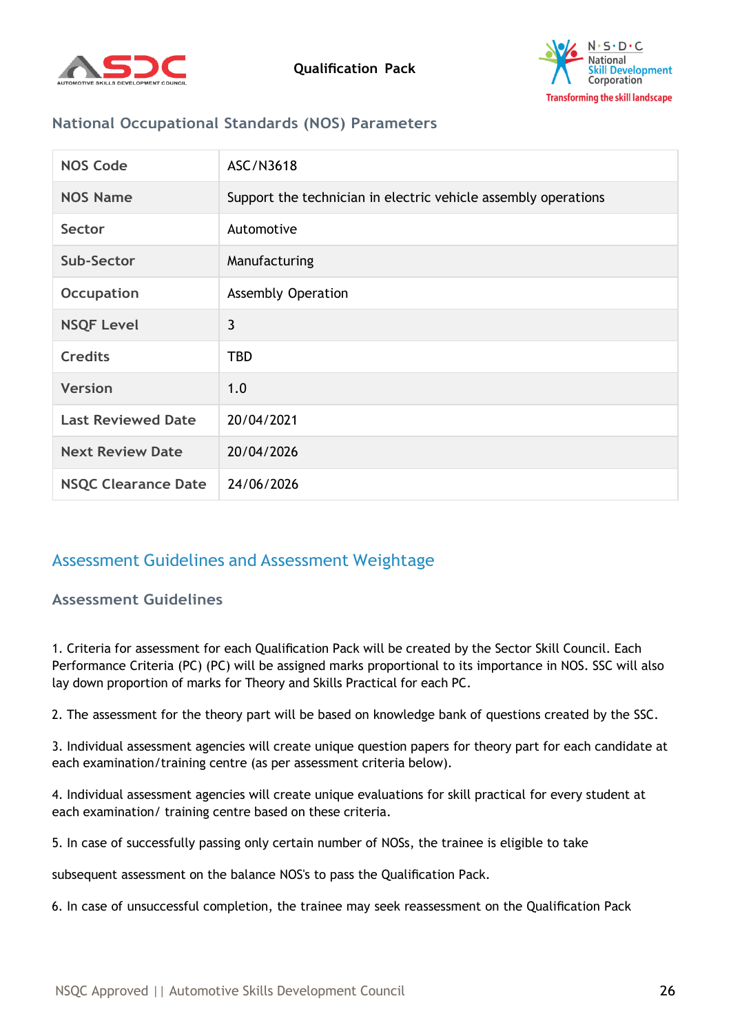## National Occupational Standards (NOS) Parameters

| NOS Code | ASC/N3618 |
|---|---|
| NOS Name | Support the technician in electric vehicle assembly operations |
| Sector | Automotive |
| Sub-Sector | Manufacturing |
| Occupation | Assembly Operation |
| NSQF Level | 3 |
| Credits | TBD |
| Version | 1.0 |
| Last Reviewed Date | 20/04/2021 |
| Next Review Date | 20/04/2026 |
| NSQC Clearance Date | 24/06/2026 |

# Assessment Guidelines and Assessment Weightage

## Assessment Guidelines

1. Criteria for assessment for each Qualification Pack will be created by the Sector Skill Council. Each Performance Criteria (PC) (PC) will be assigned marks proportional to its importance in NOS. SSC will also lay down proportion of marks for Theory and Skills Practical for each PC.

2. The assessment for the theory part will be based on knowledge bank of questions created by the SSC.

3. Individual assessment agencies will create unique question papers for theory part for each candidate at each examination/training centre (as per assessment criteria below).

4. Individual assessment agencies will create unique evaluations for skill practical for every student at each examination/ training centre based on these criteria.

5. In case of successfully passing only certain number of NOSs, the trainee is eligible to take

subsequent assessment on the balance NOS's to pass the Qualification Pack.

6. In case of unsuccessful completion, the trainee may seek reassessment on the Qualification Pack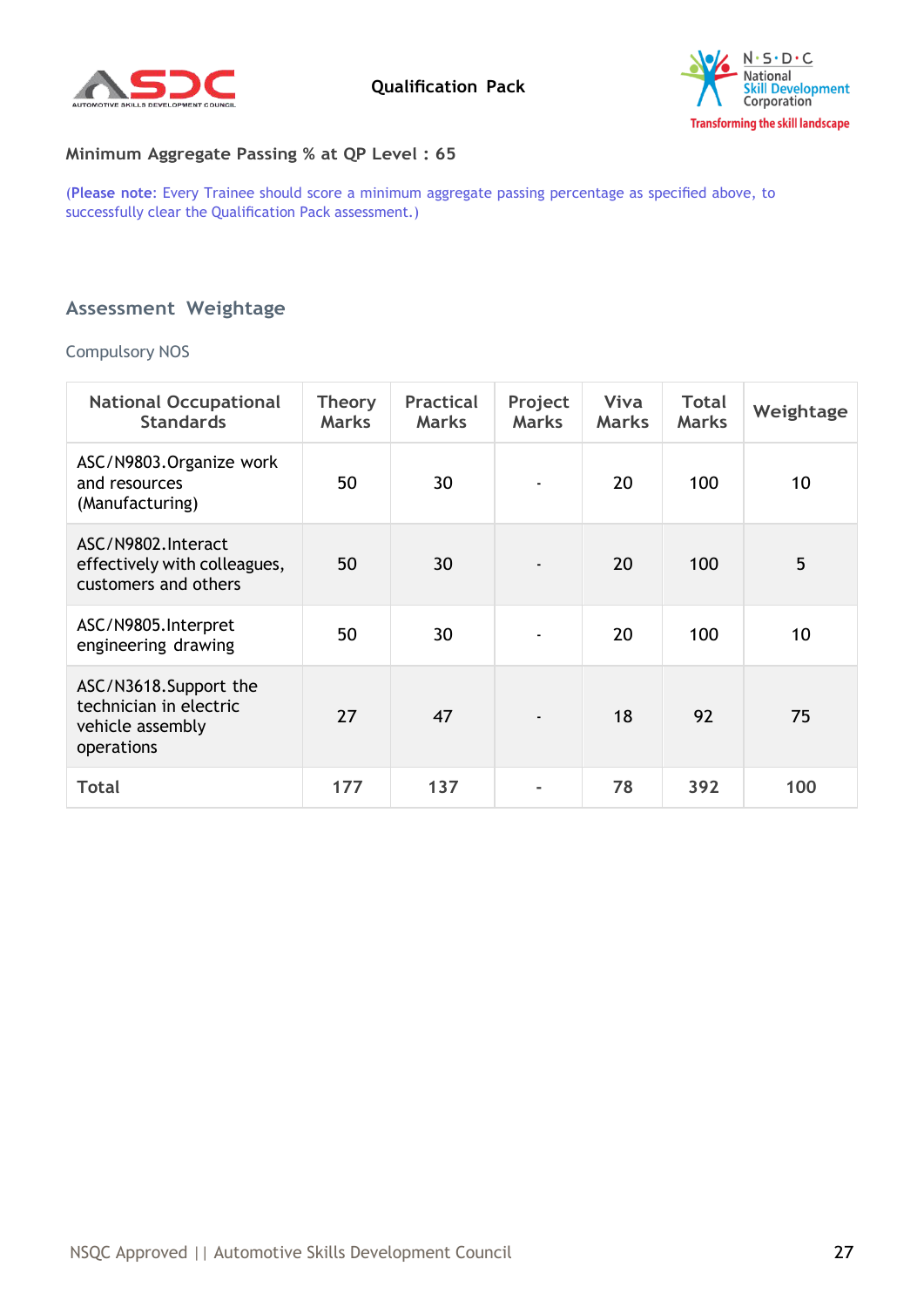Minimum Aggregate Passing % at QP Level : 65

(**Please note**: Every Trainee should score a minimum aggregate passing percentage as specified above, to successfully clear the Qualification Pack assessment.)

## Assessment Weightage

Compulsory NOS

| National Occupational Standards | Theory Marks | Practical Marks | Project Marks | Viva Marks | Total Marks | Weightage |
|---|---|---|---|---|---|---|
| ASC/N9803.Organize work and resources (Manufacturing) | 50 | 30 | - | 20 | 100 | 10 |
| ASC/N9802.Interact effectively with colleagues, customers and others | 50 | 30 | - | 20 | 100 | 5 |
| ASC/N9805.Interpret engineering drawing | 50 | 30 | - | 20 | 100 | 10 |
| ASC/N3618.Support the technician in electric vehicle assembly operations | 27 | 47 | - | 18 | 92 | 75 |
| Total | 177 | 137 | - | 78 | 392 | 100 |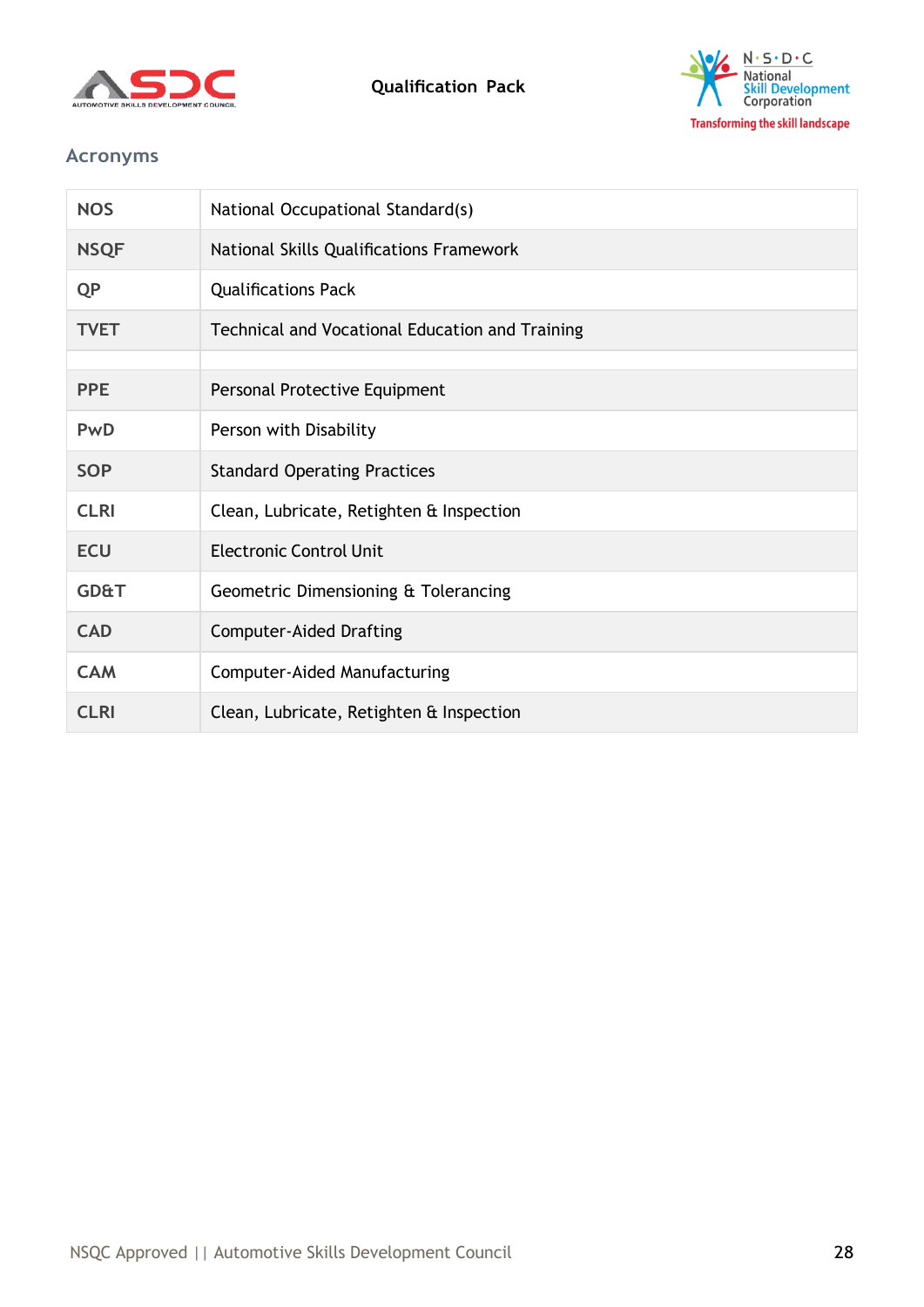## Acronyms

| | |
|---|---|
| **NOS** | National Occupational Standard(s) |
| **NSQF** | National Skills Qualifications Framework |
| **QP** | Qualifications Pack |
| **TVET** | Technical and Vocational Education and Training |
| | |
| **PPE** | Personal Protective Equipment |
| **PwD** | Person with Disability |
| **SOP** | Standard Operating Practices |
| **CLRI** | Clean, Lubricate, Retighten & Inspection |
| **ECU** | Electronic Control Unit |
| **GD&T** | Geometric Dimensioning & Tolerancing |
| **CAD** | Computer-Aided Drafting |
| **CAM** | Computer-Aided Manufacturing |
| **CLRI** | Clean, Lubricate, Retighten & Inspection |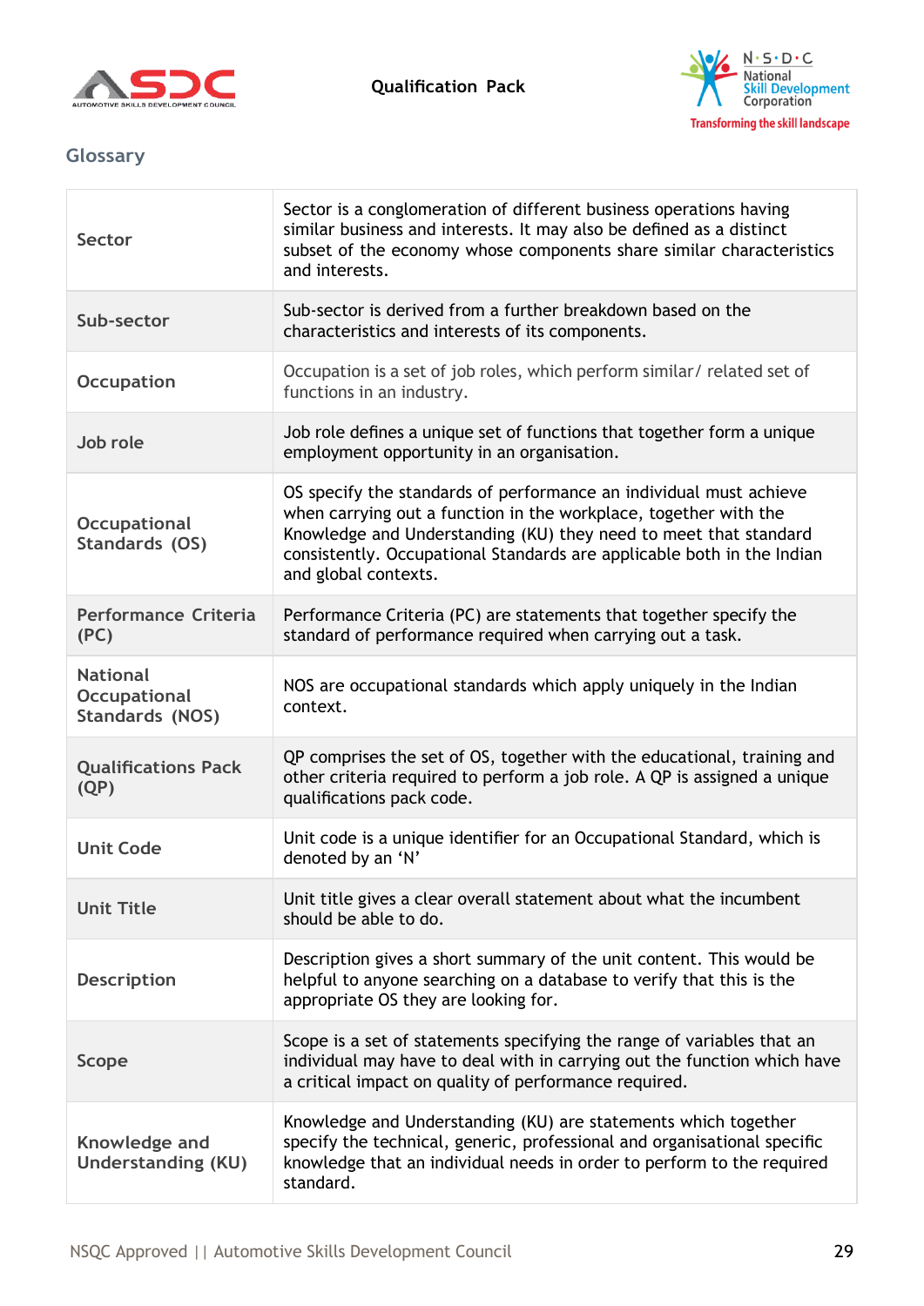## Glossary

| | |
|---|---|
| **Sector** | Sector is a conglomeration of different business operations having similar business and interests. It may also be defined as a distinct subset of the economy whose components share similar characteristics and interests. |
| **Sub-sector** | Sub-sector is derived from a further breakdown based on the characteristics and interests of its components. |
| **Occupation** | Occupation is a set of job roles, which perform similar/ related set of functions in an industry. |
| **Job role** | Job role defines a unique set of functions that together form a unique employment opportunity in an organisation. |
| **Occupational Standards (OS)** | OS specify the standards of performance an individual must achieve when carrying out a function in the workplace, together with the Knowledge and Understanding (KU) they need to meet that standard consistently. Occupational Standards are applicable both in the Indian and global contexts. |
| **Performance Criteria (PC)** | Performance Criteria (PC) are statements that together specify the standard of performance required when carrying out a task. |
| **National Occupational Standards (NOS)** | NOS are occupational standards which apply uniquely in the Indian context. |
| **Qualifications Pack (QP)** | QP comprises the set of OS, together with the educational, training and other criteria required to perform a job role. A QP is assigned a unique qualifications pack code. |
| **Unit Code** | Unit code is a unique identifier for an Occupational Standard, which is denoted by an 'N' |
| **Unit Title** | Unit title gives a clear overall statement about what the incumbent should be able to do. |
| **Description** | Description gives a short summary of the unit content. This would be helpful to anyone searching on a database to verify that this is the appropriate OS they are looking for. |
| **Scope** | Scope is a set of statements specifying the range of variables that an individual may have to deal with in carrying out the function which have a critical impact on quality of performance required. |
| **Knowledge and Understanding (KU)** | Knowledge and Understanding (KU) are statements which together specify the technical, generic, professional and organisational specific knowledge that an individual needs in order to perform to the required standard. |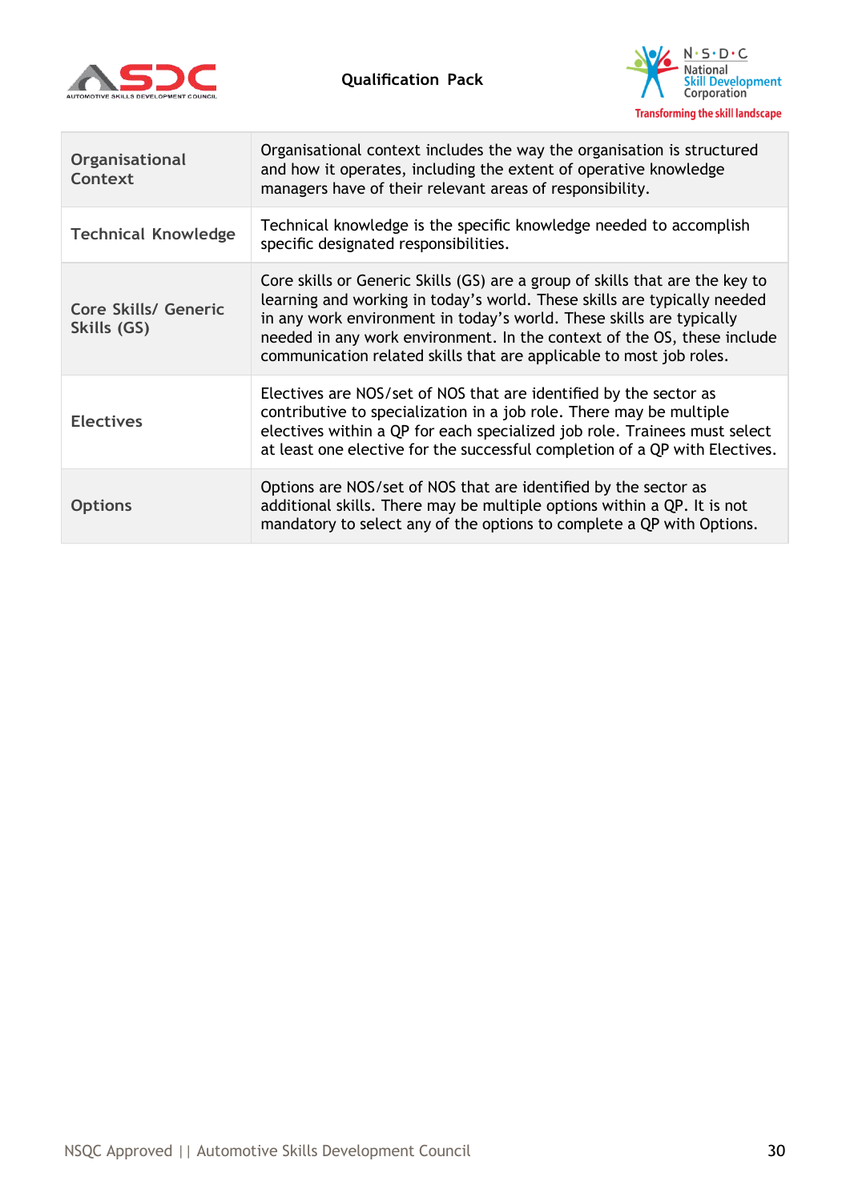| | |
|---|---|
| **Organisational Context** | Organisational context includes the way the organisation is structured and how it operates, including the extent of operative knowledge managers have of their relevant areas of responsibility. |
| **Technical Knowledge** | Technical knowledge is the specific knowledge needed to accomplish specific designated responsibilities. |
| **Core Skills/ Generic Skills (GS)** | Core skills or Generic Skills (GS) are a group of skills that are the key to learning and working in today's world. These skills are typically needed in any work environment in today's world. These skills are typically needed in any work environment. In the context of the OS, these include communication related skills that are applicable to most job roles. |
| **Electives** | Electives are NOS/set of NOS that are identified by the sector as contributive to specialization in a job role. There may be multiple electives within a QP for each specialized job role. Trainees must select at least one elective for the successful completion of a QP with Electives. |
| **Options** | Options are NOS/set of NOS that are identified by the sector as additional skills. There may be multiple options within a QP. It is not mandatory to select any of the options to complete a QP with Options. |